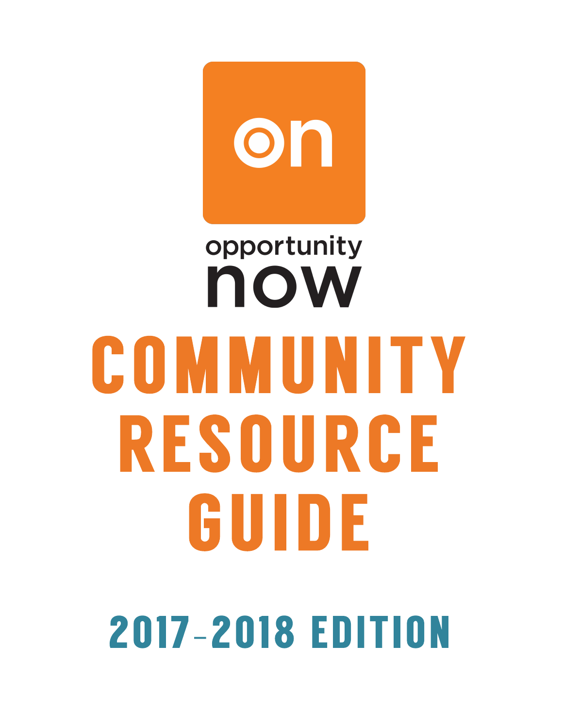on

opportunity now

# COMMUNITY RESOURCE GUIDE

## 2017-2018 EDITION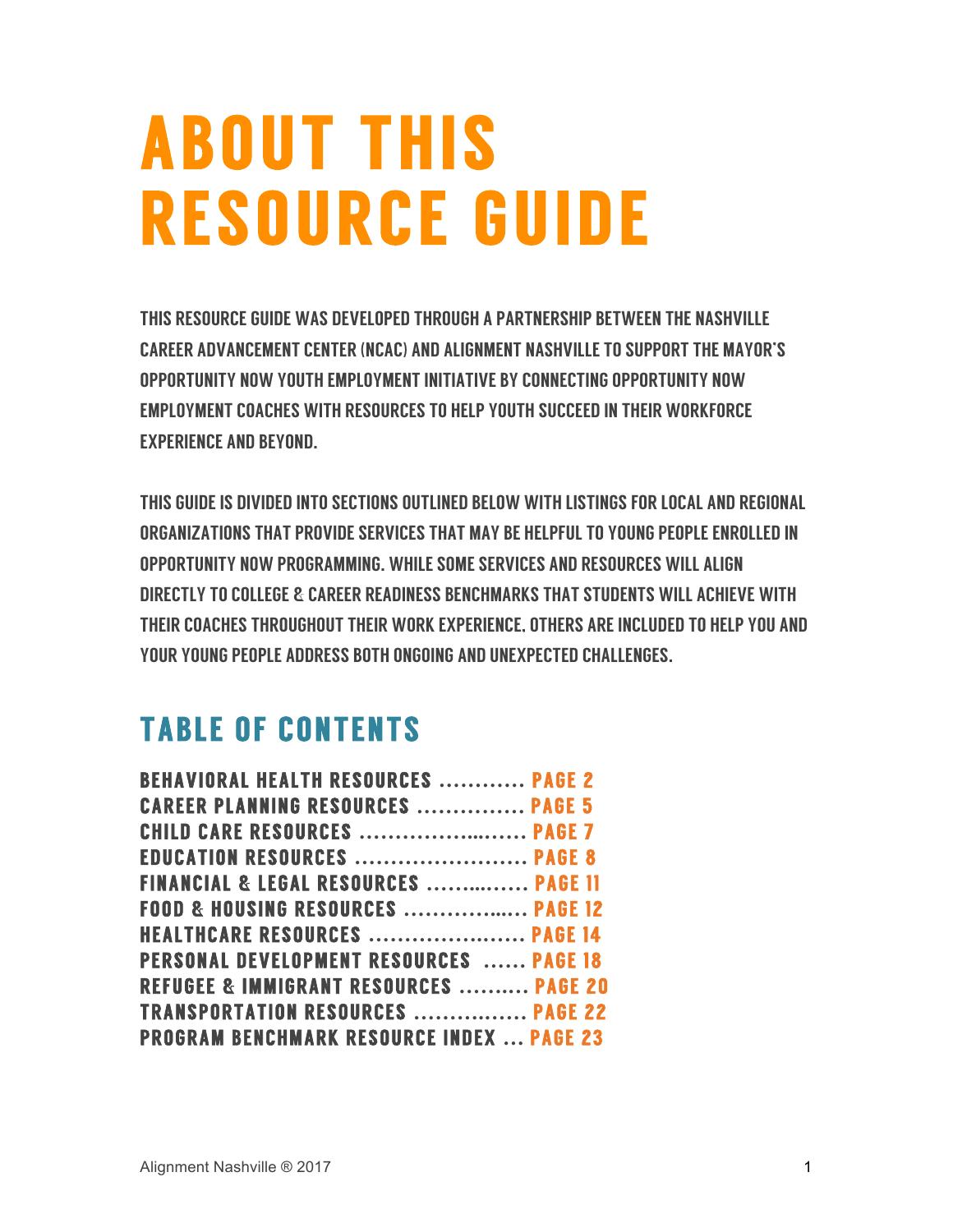# ABOUT THIS RESOURCE GUIDE

THIS RESOURCE GUIDE WAS DEVELOPED THROUGH A PARTNERSHIP BETWEEN THE NASHVILLE CAREER ADVANCEMENT CENTER (NCAC) AND ALIGNMENT NASHVILLE TO SUPPORT THE MAYOR'S OPPORTUNITY NOW YOUTH EMPLOYMENT INITIATIVE BY CONNECTING OPPORTUNITY NOW EMPLOYMENT COACHES WITH RESOURCES TO HELP YOUTH SUCCEED IN THEIR WORKFORCE EXPERIENCE AND BEYOND.

THIS GUIDE IS DIVIDED INTO SECTIONS OUTLINED BELOW WITH LISTINGS FOR LOCAL AND REGIONAL ORGANIZATIONS THAT PROVIDE SERVICES THAT MAY BE HELPFUL TO YOUNG PEOPLE ENROLLED IN OPPORTUNITY NOW PROGRAMMING. WHILE SOME SERVICES AND RESOURCES WILL ALIGN DIRECTLY TO COLLEGE & CAREER READINESS BENCHMARKS THAT STUDENTS WILL ACHIEVE WITH THEIR COACHES THROUGHOUT THEIR WORK EXPERIENCE, OTHERS ARE INCLUDED TO HELP YOU AND YOUR YOUNG PEOPLE ADDRESS BOTH ONGOING AND UNEXPECTED CHALLENGES.

## TABLE OF CONTENTS

**BEHAVIORAL HEALTH RESOURCES ............ PAGE 2**
**CAREER PLANNING RESOURCES ............... PAGE 5**
**CHILD CARE RESOURCES ......................... PAGE 7**
**EDUCATION RESOURCES ........................ PAGE 8**
**FINANCIAL & LEGAL RESOURCES ............... PAGE 11**
**FOOD & HOUSING RESOURCES .................. PAGE 12**
**HEALTHCARE RESOURCES ....................... PAGE 14**
**PERSONAL DEVELOPMENT RESOURCES ...... PAGE 18**
**REFUGEE & IMMIGRANT RESOURCES .......... PAGE 20**
**TRANSPORTATION RESOURCES ................ PAGE 22**
**PROGRAM BENCHMARK RESOURCE INDEX ... PAGE 23**

Alignment Nashville ® 2017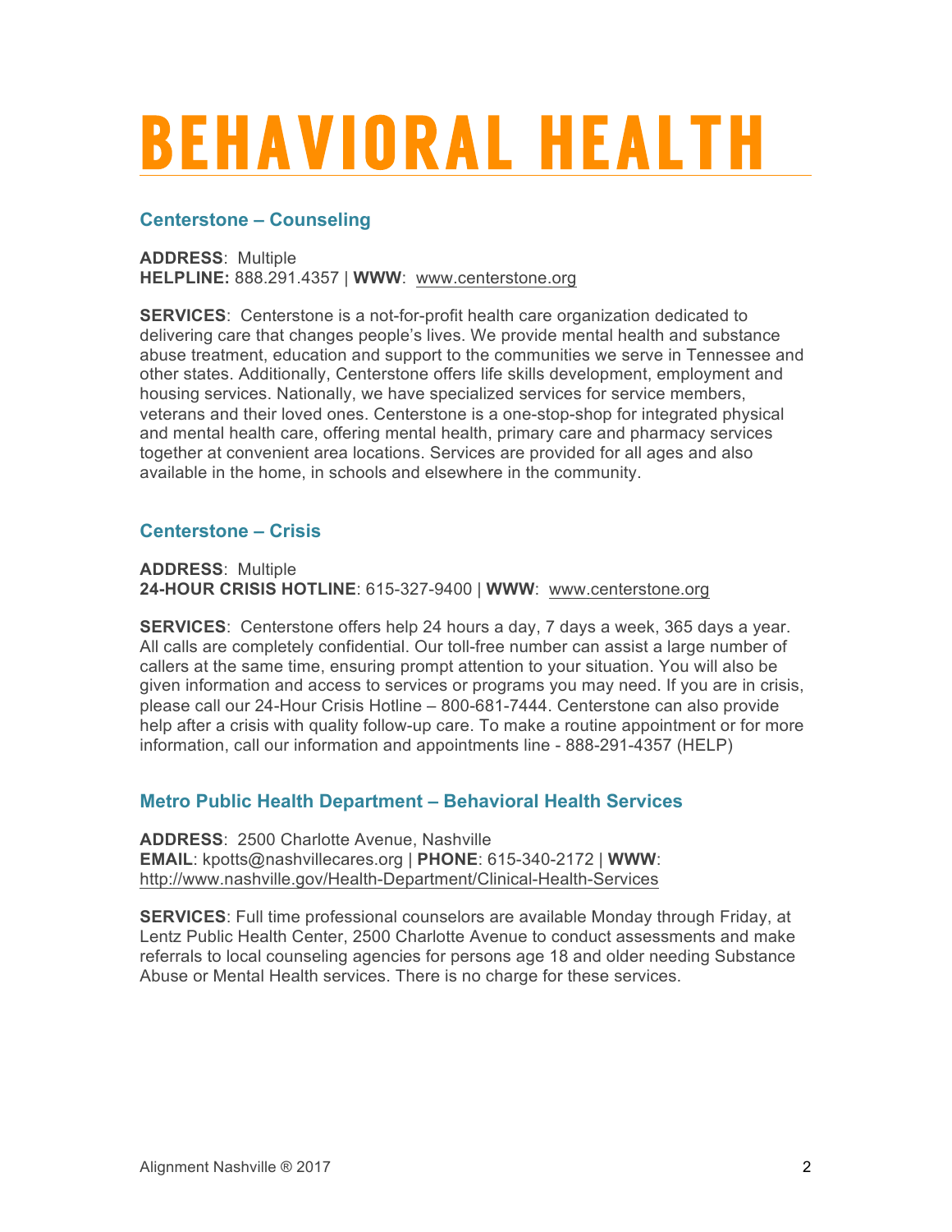# BEHAVIORAL HEALTH

## Centerstone – Counseling

**ADDRESS**: Multiple
**HELPLINE:** 888.291.4357 | **WWW**: www.centerstone.org

**SERVICES**: Centerstone is a not-for-profit health care organization dedicated to delivering care that changes people's lives. We provide mental health and substance abuse treatment, education and support to the communities we serve in Tennessee and other states. Additionally, Centerstone offers life skills development, employment and housing services. Nationally, we have specialized services for service members, veterans and their loved ones. Centerstone is a one-stop-shop for integrated physical and mental health care, offering mental health, primary care and pharmacy services together at convenient area locations. Services are provided for all ages and also available in the home, in schools and elsewhere in the community.

## Centerstone – Crisis

**ADDRESS**: Multiple
**24-HOUR CRISIS HOTLINE**: 615-327-9400 | **WWW**: www.centerstone.org

**SERVICES**: Centerstone offers help 24 hours a day, 7 days a week, 365 days a year. All calls are completely confidential. Our toll-free number can assist a large number of callers at the same time, ensuring prompt attention to your situation. You will also be given information and access to services or programs you may need. If you are in crisis, please call our 24-Hour Crisis Hotline – 800-681-7444. Centerstone can also provide help after a crisis with quality follow-up care. To make a routine appointment or for more information, call our information and appointments line - 888-291-4357 (HELP)

## Metro Public Health Department – Behavioral Health Services

**ADDRESS**: 2500 Charlotte Avenue, Nashville
**EMAIL**: kpotts@nashvillecares.org | **PHONE**: 615-340-2172 | **WWW**: http://www.nashville.gov/Health-Department/Clinical-Health-Services

**SERVICES**: Full time professional counselors are available Monday through Friday, at Lentz Public Health Center, 2500 Charlotte Avenue to conduct assessments and make referrals to local counseling agencies for persons age 18 and older needing Substance Abuse or Mental Health services. There is no charge for these services.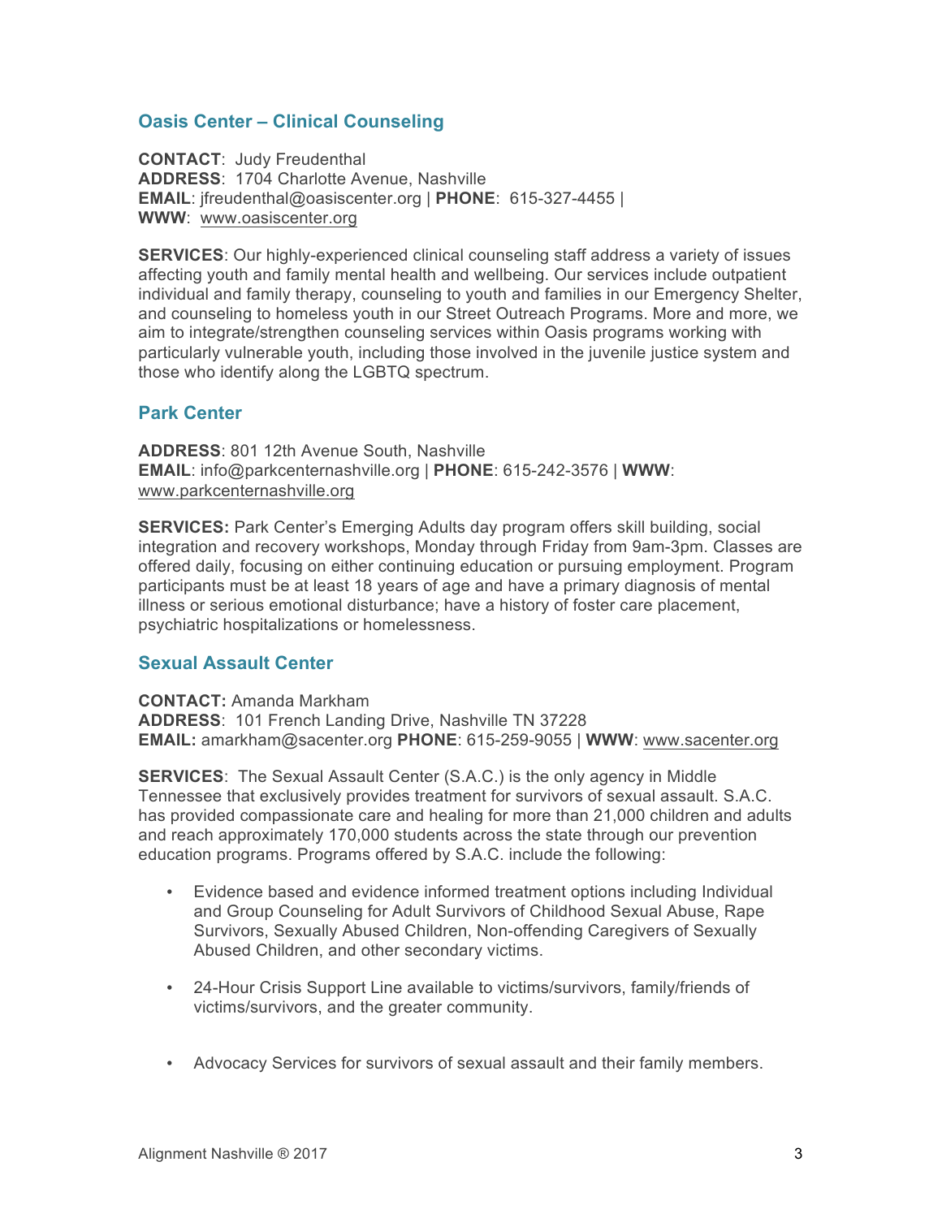## Oasis Center – Clinical Counseling

**CONTACT**: Judy Freudenthal
**ADDRESS**: 1704 Charlotte Avenue, Nashville
**EMAIL**: jfreudenthal@oasiscenter.org | **PHONE**: 615-327-4455 |
**WWW**: www.oasiscenter.org

**SERVICES**: Our highly-experienced clinical counseling staff address a variety of issues affecting youth and family mental health and wellbeing. Our services include outpatient individual and family therapy, counseling to youth and families in our Emergency Shelter, and counseling to homeless youth in our Street Outreach Programs. More and more, we aim to integrate/strengthen counseling services within Oasis programs working with particularly vulnerable youth, including those involved in the juvenile justice system and those who identify along the LGBTQ spectrum.

## Park Center

**ADDRESS**: 801 12th Avenue South, Nashville
**EMAIL**: info@parkcenternashville.org | **PHONE**: 615-242-3576 | **WWW**: www.parkcenternashville.org

**SERVICES:** Park Center's Emerging Adults day program offers skill building, social integration and recovery workshops, Monday through Friday from 9am-3pm. Classes are offered daily, focusing on either continuing education or pursuing employment. Program participants must be at least 18 years of age and have a primary diagnosis of mental illness or serious emotional disturbance; have a history of foster care placement, psychiatric hospitalizations or homelessness.

## Sexual Assault Center

**CONTACT:** Amanda Markham
**ADDRESS**: 101 French Landing Drive, Nashville TN 37228
**EMAIL:** amarkham@sacenter.org **PHONE**: 615-259-9055 | **WWW**: www.sacenter.org

**SERVICES**: The Sexual Assault Center (S.A.C.) is the only agency in Middle Tennessee that exclusively provides treatment for survivors of sexual assault. S.A.C. has provided compassionate care and healing for more than 21,000 children and adults and reach approximately 170,000 students across the state through our prevention education programs. Programs offered by S.A.C. include the following:

- Evidence based and evidence informed treatment options including Individual and Group Counseling for Adult Survivors of Childhood Sexual Abuse, Rape Survivors, Sexually Abused Children, Non-offending Caregivers of Sexually Abused Children, and other secondary victims.
- 24-Hour Crisis Support Line available to victims/survivors, family/friends of victims/survivors, and the greater community.
- Advocacy Services for survivors of sexual assault and their family members.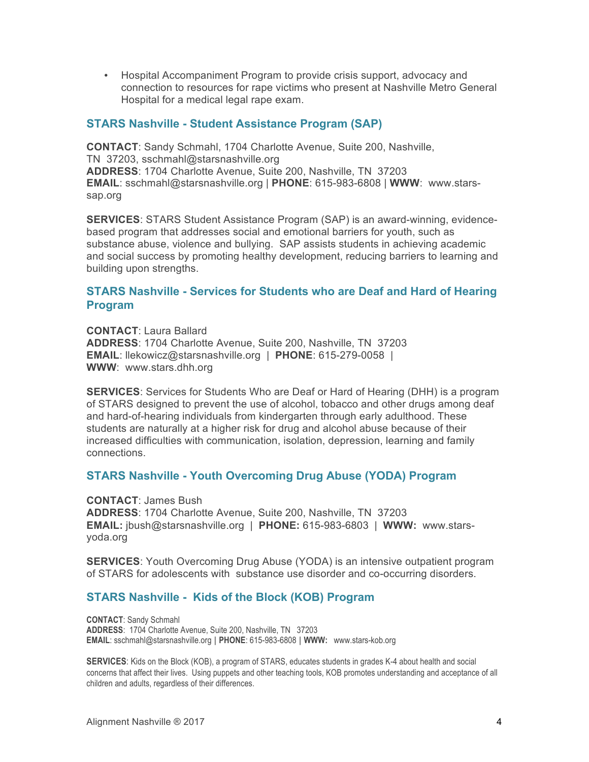- Hospital Accompaniment Program to provide crisis support, advocacy and connection to resources for rape victims who present at Nashville Metro General Hospital for a medical legal rape exam.

### STARS Nashville - Student Assistance Program (SAP)

**CONTACT**: Sandy Schmahl, 1704 Charlotte Avenue, Suite 200, Nashville, TN 37203, sschmahl@starsnashville.org
**ADDRESS**: 1704 Charlotte Avenue, Suite 200, Nashville, TN 37203
**EMAIL**: sschmahl@starsnashville.org | **PHONE**: 615-983-6808 | **WWW**: www.stars-sap.org

**SERVICES**: STARS Student Assistance Program (SAP) is an award-winning, evidence-based program that addresses social and emotional barriers for youth, such as substance abuse, violence and bullying. SAP assists students in achieving academic and social success by promoting healthy development, reducing barriers to learning and building upon strengths.

### STARS Nashville - Services for Students who are Deaf and Hard of Hearing Program

**CONTACT**: Laura Ballard
**ADDRESS**: 1704 Charlotte Avenue, Suite 200, Nashville, TN 37203
**EMAIL**: llekowicz@starsnashville.org | **PHONE**: 615-279-0058 | **WWW**: www.stars.dhh.org

**SERVICES**: Services for Students Who are Deaf or Hard of Hearing (DHH) is a program of STARS designed to prevent the use of alcohol, tobacco and other drugs among deaf and hard-of-hearing individuals from kindergarten through early adulthood. These students are naturally at a higher risk for drug and alcohol abuse because of their increased difficulties with communication, isolation, depression, learning and family connections.

### STARS Nashville - Youth Overcoming Drug Abuse (YODA) Program

**CONTACT**: James Bush
**ADDRESS**: 1704 Charlotte Avenue, Suite 200, Nashville, TN 37203
**EMAIL:** jbush@starsnashville.org | **PHONE:** 615-983-6803 | **WWW:** www.stars-yoda.org

**SERVICES**: Youth Overcoming Drug Abuse (YODA) is an intensive outpatient program of STARS for adolescents with substance use disorder and co-occurring disorders.

### STARS Nashville - Kids of the Block (KOB) Program

**CONTACT**: Sandy Schmahl
**ADDRESS**: 1704 Charlotte Avenue, Suite 200, Nashville, TN 37203
**EMAIL**: sschmahl@starsnashville.org | **PHONE**: 615-983-6808 | **WWW:** www.stars-kob.org

**SERVICES**: Kids on the Block (KOB), a program of STARS, educates students in grades K-4 about health and social concerns that affect their lives. Using puppets and other teaching tools, KOB promotes understanding and acceptance of all children and adults, regardless of their differences.

Alignment Nashville ® 2017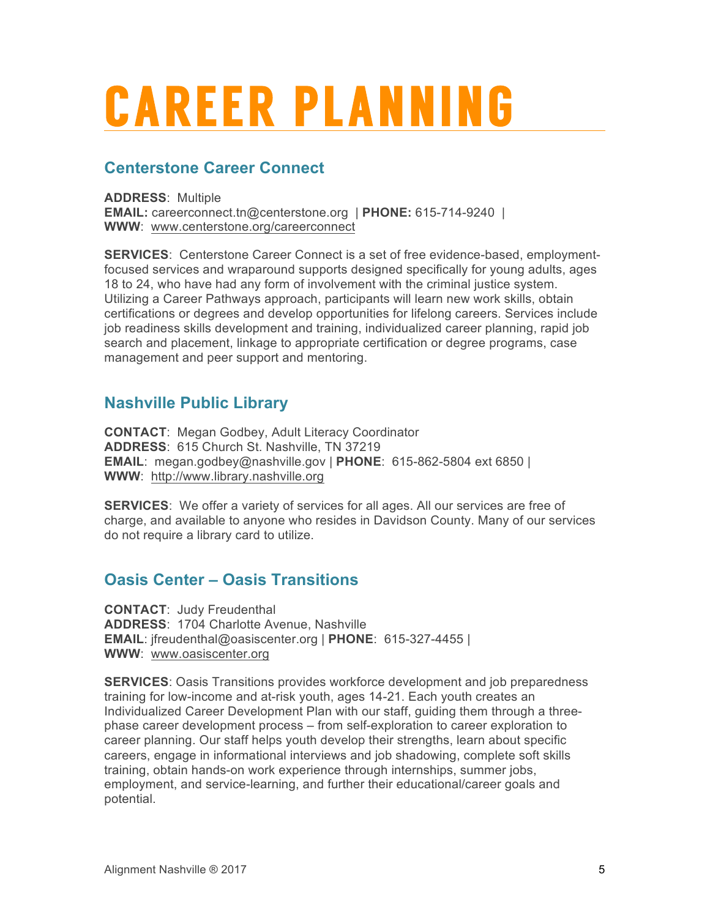# CAREER PLANNING

## Centerstone Career Connect

**ADDRESS**: Multiple
**EMAIL:** careerconnect.tn@centerstone.org | **PHONE:** 615-714-9240 |
**WWW**: www.centerstone.org/careerconnect

**SERVICES**: Centerstone Career Connect is a set of free evidence-based, employment-focused services and wraparound supports designed specifically for young adults, ages 18 to 24, who have had any form of involvement with the criminal justice system. Utilizing a Career Pathways approach, participants will learn new work skills, obtain certifications or degrees and develop opportunities for lifelong careers. Services include job readiness skills development and training, individualized career planning, rapid job search and placement, linkage to appropriate certification or degree programs, case management and peer support and mentoring.

## Nashville Public Library

**CONTACT**: Megan Godbey, Adult Literacy Coordinator
**ADDRESS**: 615 Church St. Nashville, TN 37219
**EMAIL**: megan.godbey@nashville.gov | **PHONE**: 615-862-5804 ext 6850 |
**WWW**: http://www.library.nashville.org

**SERVICES**: We offer a variety of services for all ages. All our services are free of charge, and available to anyone who resides in Davidson County. Many of our services do not require a library card to utilize.

## Oasis Center – Oasis Transitions

**CONTACT**: Judy Freudenthal
**ADDRESS**: 1704 Charlotte Avenue, Nashville
**EMAIL**: jfreudenthal@oasiscenter.org | **PHONE**: 615-327-4455 |
**WWW**: www.oasiscenter.org

**SERVICES**: Oasis Transitions provides workforce development and job preparedness training for low-income and at-risk youth, ages 14-21. Each youth creates an Individualized Career Development Plan with our staff, guiding them through a three-phase career development process – from self-exploration to career exploration to career planning. Our staff helps youth develop their strengths, learn about specific careers, engage in informational interviews and job shadowing, complete soft skills training, obtain hands-on work experience through internships, summer jobs, employment, and service-learning, and further their educational/career goals and potential.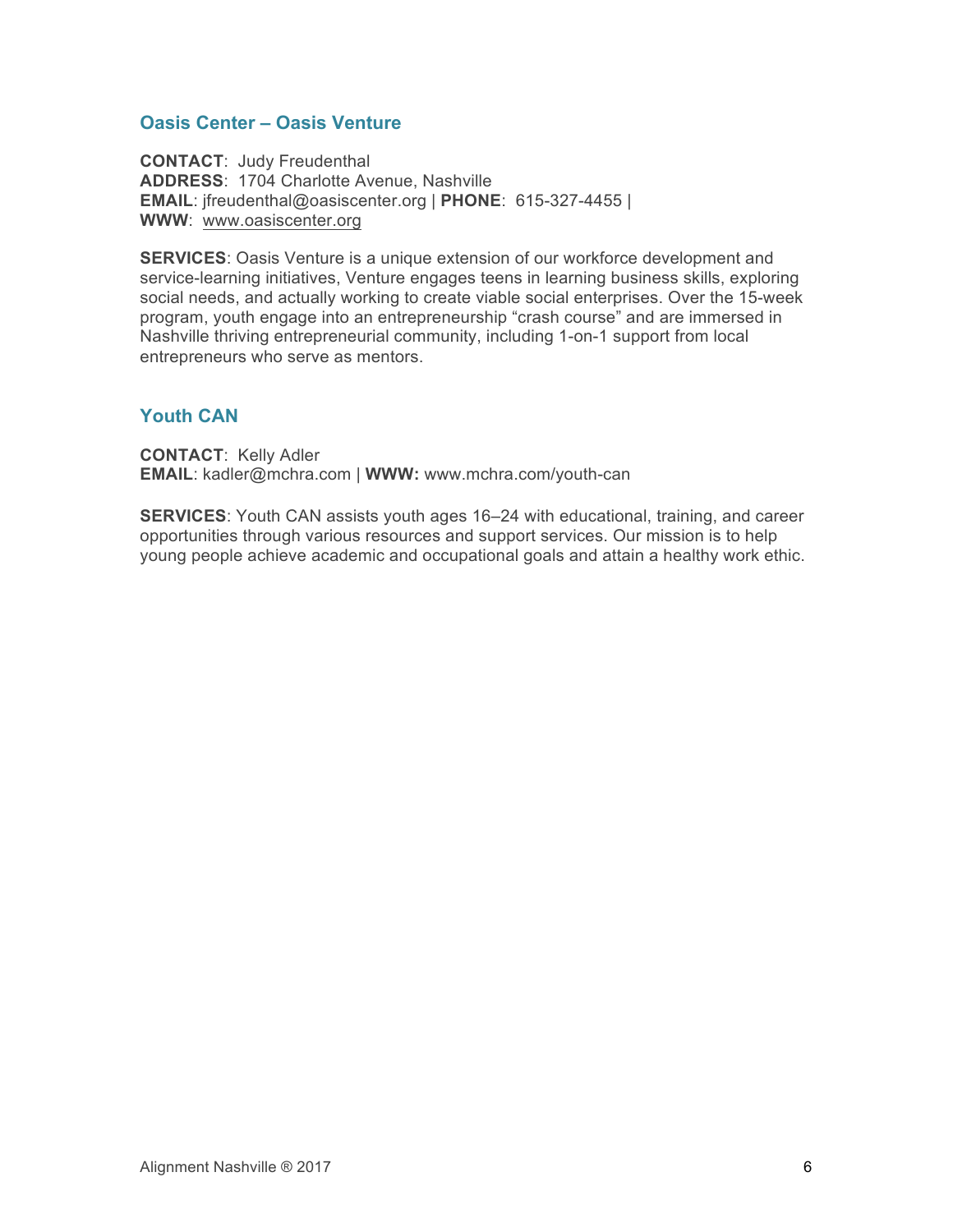### Oasis Center – Oasis Venture

**CONTACT**: Judy Freudenthal
**ADDRESS**: 1704 Charlotte Avenue, Nashville
**EMAIL**: jfreudenthal@oasiscenter.org | **PHONE**: 615-327-4455 |
**WWW**: www.oasiscenter.org

**SERVICES**: Oasis Venture is a unique extension of our workforce development and service-learning initiatives, Venture engages teens in learning business skills, exploring social needs, and actually working to create viable social enterprises. Over the 15-week program, youth engage into an entrepreneurship "crash course" and are immersed in Nashville thriving entrepreneurial community, including 1-on-1 support from local entrepreneurs who serve as mentors.

### Youth CAN

**CONTACT**: Kelly Adler
**EMAIL**: kadler@mchra.com | **WWW:** www.mchra.com/youth-can

**SERVICES**: Youth CAN assists youth ages 16–24 with educational, training, and career opportunities through various resources and support services. Our mission is to help young people achieve academic and occupational goals and attain a healthy work ethic.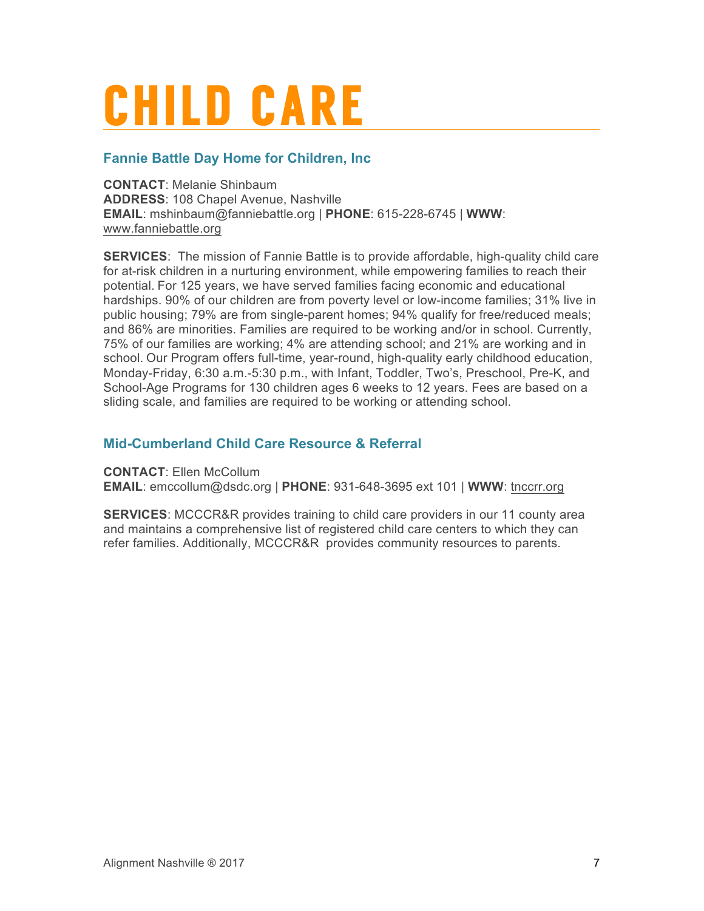# CHILD CARE

## Fannie Battle Day Home for Children, Inc

**CONTACT**: Melanie Shinbaum
**ADDRESS**: 108 Chapel Avenue, Nashville
**EMAIL**: mshinbaum@fanniebattle.org | **PHONE**: 615-228-6745 | **WWW**: www.fanniebattle.org

**SERVICES**: The mission of Fannie Battle is to provide affordable, high-quality child care for at-risk children in a nurturing environment, while empowering families to reach their potential. For 125 years, we have served families facing economic and educational hardships. 90% of our children are from poverty level or low-income families; 31% live in public housing; 79% are from single-parent homes; 94% qualify for free/reduced meals; and 86% are minorities. Families are required to be working and/or in school. Currently, 75% of our families are working; 4% are attending school; and 21% are working and in school. Our Program offers full-time, year-round, high-quality early childhood education, Monday-Friday, 6:30 a.m.-5:30 p.m., with Infant, Toddler, Two's, Preschool, Pre-K, and School-Age Programs for 130 children ages 6 weeks to 12 years. Fees are based on a sliding scale, and families are required to be working or attending school.

## Mid-Cumberland Child Care Resource & Referral

**CONTACT**: Ellen McCollum
**EMAIL**: emccollum@dsdc.org | **PHONE**: 931-648-3695 ext 101 | **WWW**: tnccrr.org

**SERVICES**: MCCCR&R provides training to child care providers in our 11 county area and maintains a comprehensive list of registered child care centers to which they can refer families. Additionally, MCCCR&R provides community resources to parents.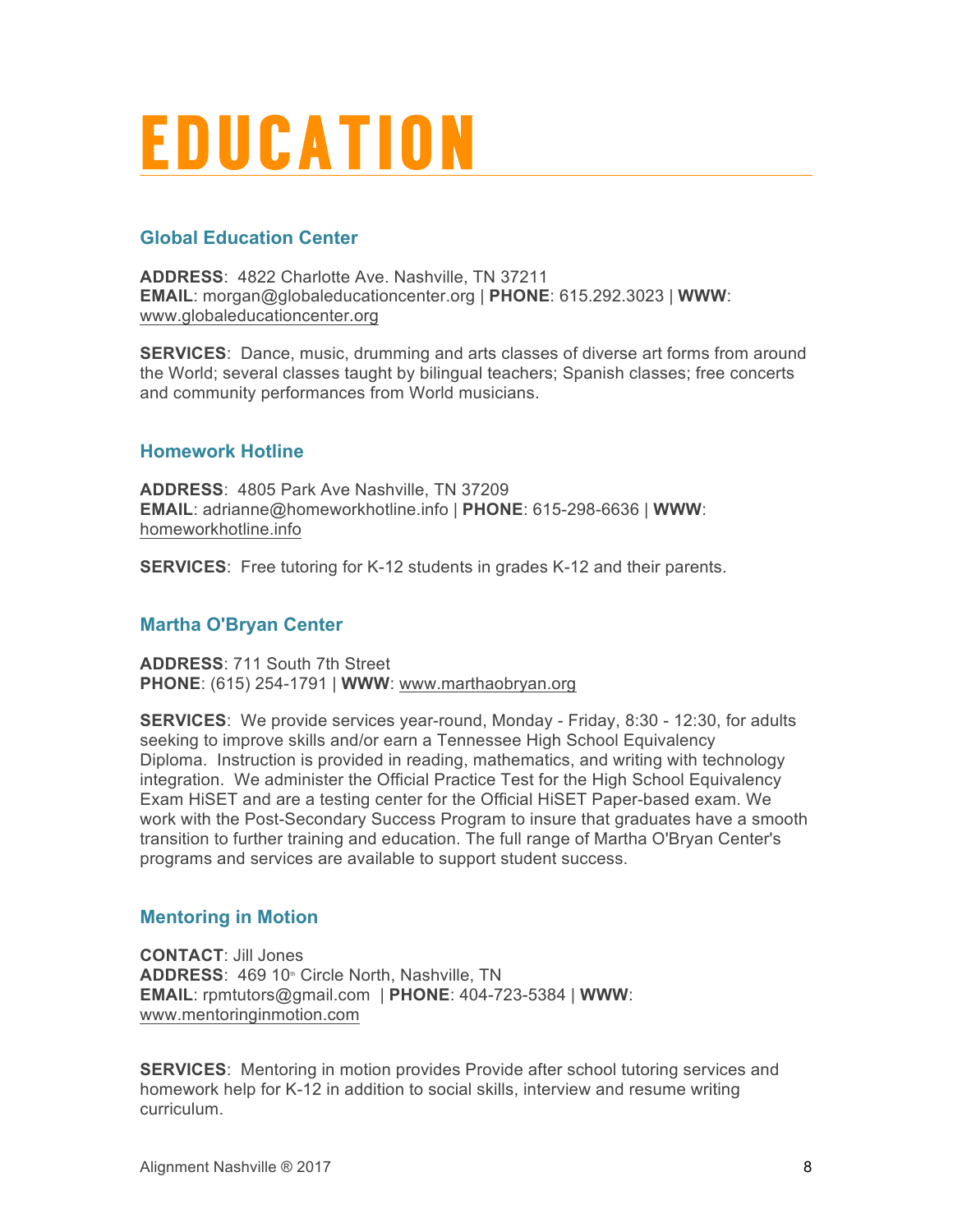# EDUCATION

## Global Education Center

**ADDRESS**: 4822 Charlotte Ave. Nashville, TN 37211
**EMAIL**: morgan@globaleducationcenter.org | **PHONE**: 615.292.3023 | **WWW**: www.globaleducationcenter.org

**SERVICES**: Dance, music, drumming and arts classes of diverse art forms from around the World; several classes taught by bilingual teachers; Spanish classes; free concerts and community performances from World musicians.

## Homework Hotline

**ADDRESS**: 4805 Park Ave Nashville, TN 37209
**EMAIL**: adrianne@homeworkhotline.info | **PHONE**: 615-298-6636 | **WWW**: homeworkhotline.info

**SERVICES**: Free tutoring for K-12 students in grades K-12 and their parents.

## Martha O'Bryan Center

**ADDRESS**: 711 South 7th Street
**PHONE**: (615) 254-1791 | **WWW**: www.marthaobryan.org

**SERVICES**: We provide services year-round, Monday - Friday, 8:30 - 12:30, for adults seeking to improve skills and/or earn a Tennessee High School Equivalency Diploma. Instruction is provided in reading, mathematics, and writing with technology integration. We administer the Official Practice Test for the High School Equivalency Exam HiSET and are a testing center for the Official HiSET Paper-based exam. We work with the Post-Secondary Success Program to insure that graduates have a smooth transition to further training and education. The full range of Martha O'Bryan Center's programs and services are available to support student success.

## Mentoring in Motion

**CONTACT**: Jill Jones
**ADDRESS**: 469 10th Circle North, Nashville, TN
**EMAIL**: rpmtutors@gmail.com | **PHONE**: 404-723-5384 | **WWW**: www.mentoringinmotion.com

**SERVICES**: Mentoring in motion provides Provide after school tutoring services and homework help for K-12 in addition to social skills, interview and resume writing curriculum.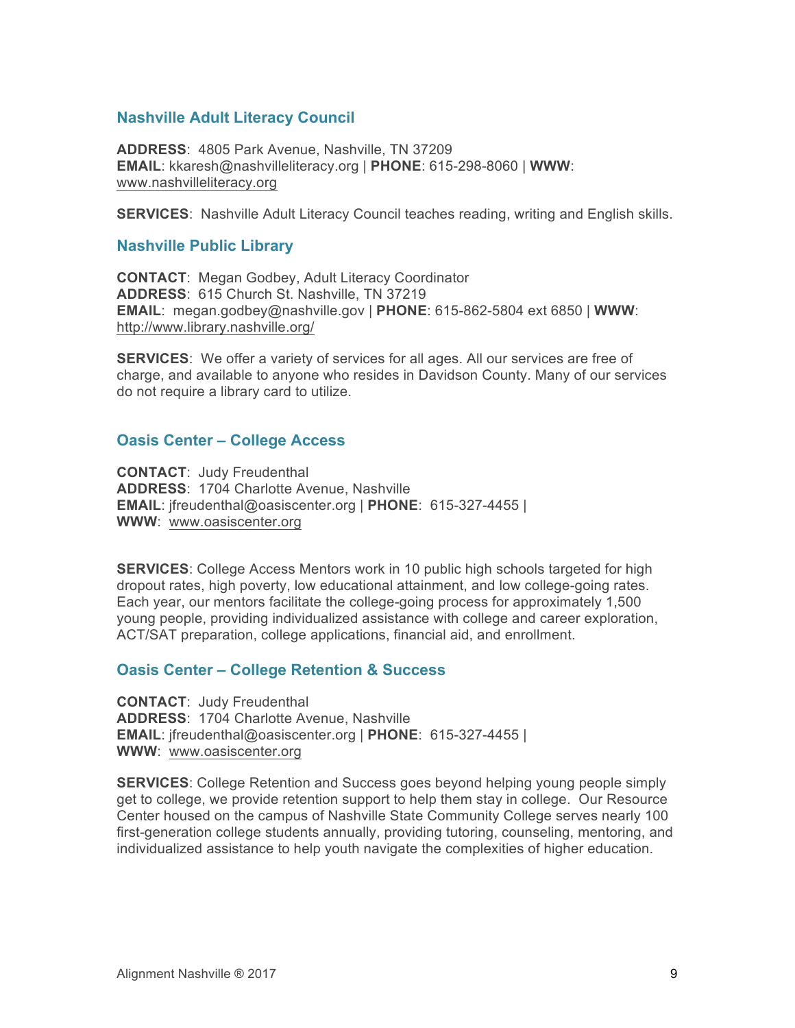## Nashville Adult Literacy Council

**ADDRESS**: 4805 Park Avenue, Nashville, TN 37209
**EMAIL**: kkaresh@nashvilleliteracy.org | **PHONE**: 615-298-8060 | **WWW**: www.nashvilleliteracy.org

**SERVICES**: Nashville Adult Literacy Council teaches reading, writing and English skills.

## Nashville Public Library

**CONTACT**: Megan Godbey, Adult Literacy Coordinator
**ADDRESS**: 615 Church St. Nashville, TN 37219
**EMAIL**: megan.godbey@nashville.gov | **PHONE**: 615-862-5804 ext 6850 | **WWW**: http://www.library.nashville.org/

**SERVICES**: We offer a variety of services for all ages. All our services are free of charge, and available to anyone who resides in Davidson County. Many of our services do not require a library card to utilize.

## Oasis Center – College Access

**CONTACT**: Judy Freudenthal
**ADDRESS**: 1704 Charlotte Avenue, Nashville
**EMAIL**: jfreudenthal@oasiscenter.org | **PHONE**: 615-327-4455 |
**WWW**: www.oasiscenter.org

**SERVICES**: College Access Mentors work in 10 public high schools targeted for high dropout rates, high poverty, low educational attainment, and low college-going rates. Each year, our mentors facilitate the college-going process for approximately 1,500 young people, providing individualized assistance with college and career exploration, ACT/SAT preparation, college applications, financial aid, and enrollment.

## Oasis Center – College Retention & Success

**CONTACT**: Judy Freudenthal
**ADDRESS**: 1704 Charlotte Avenue, Nashville
**EMAIL**: jfreudenthal@oasiscenter.org | **PHONE**: 615-327-4455 |
**WWW**: www.oasiscenter.org

**SERVICES**: College Retention and Success goes beyond helping young people simply get to college, we provide retention support to help them stay in college. Our Resource Center housed on the campus of Nashville State Community College serves nearly 100 first-generation college students annually, providing tutoring, counseling, mentoring, and individualized assistance to help youth navigate the complexities of higher education.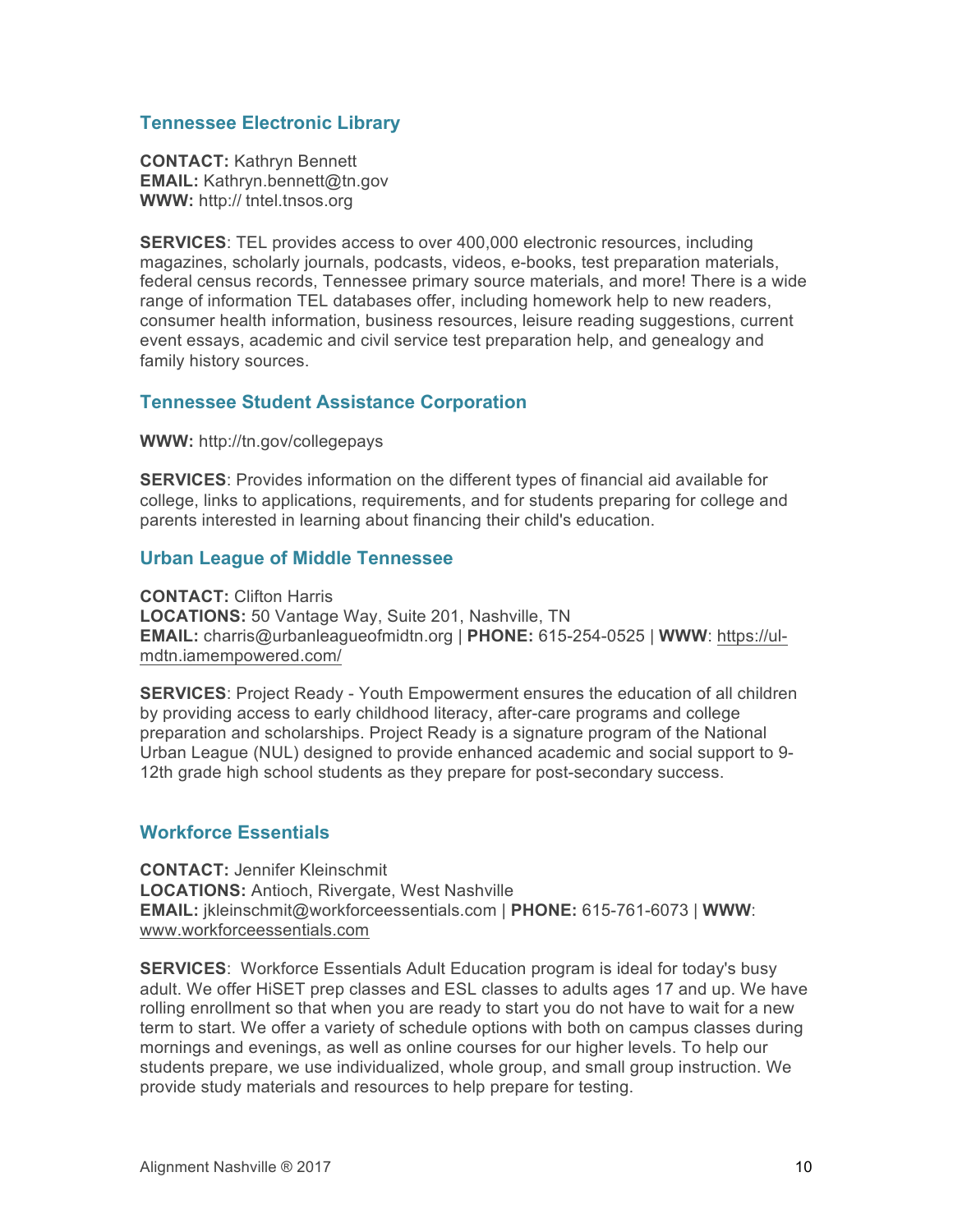### Tennessee Electronic Library

**CONTACT:** Kathryn Bennett
**EMAIL:** Kathryn.bennett@tn.gov
**WWW:** http:// tntel.tnsos.org

**SERVICES**: TEL provides access to over 400,000 electronic resources, including magazines, scholarly journals, podcasts, videos, e-books, test preparation materials, federal census records, Tennessee primary source materials, and more! There is a wide range of information TEL databases offer, including homework help to new readers, consumer health information, business resources, leisure reading suggestions, current event essays, academic and civil service test preparation help, and genealogy and family history sources.

### Tennessee Student Assistance Corporation

**WWW:** http://tn.gov/collegepays

**SERVICES**: Provides information on the different types of financial aid available for college, links to applications, requirements, and for students preparing for college and parents interested in learning about financing their child's education.

### Urban League of Middle Tennessee

**CONTACT:** Clifton Harris
**LOCATIONS:** 50 Vantage Way, Suite 201, Nashville, TN
**EMAIL:** charris@urbanleagueofmidtn.org | **PHONE:** 615-254-0525 | **WWW**: https://ul-mdtn.iamempowered.com/

**SERVICES**: Project Ready - Youth Empowerment ensures the education of all children by providing access to early childhood literacy, after-care programs and college preparation and scholarships. Project Ready is a signature program of the National Urban League (NUL) designed to provide enhanced academic and social support to 9-12th grade high school students as they prepare for post-secondary success.

### Workforce Essentials

**CONTACT:** Jennifer Kleinschmit
**LOCATIONS:** Antioch, Rivergate, West Nashville
**EMAIL:** jkleinschmit@workforceessentials.com | **PHONE:** 615-761-6073 | **WWW**: www.workforceessentials.com

**SERVICES**: Workforce Essentials Adult Education program is ideal for today's busy adult. We offer HiSET prep classes and ESL classes to adults ages 17 and up. We have rolling enrollment so that when you are ready to start you do not have to wait for a new term to start. We offer a variety of schedule options with both on campus classes during mornings and evenings, as well as online courses for our higher levels. To help our students prepare, we use individualized, whole group, and small group instruction. We provide study materials and resources to help prepare for testing.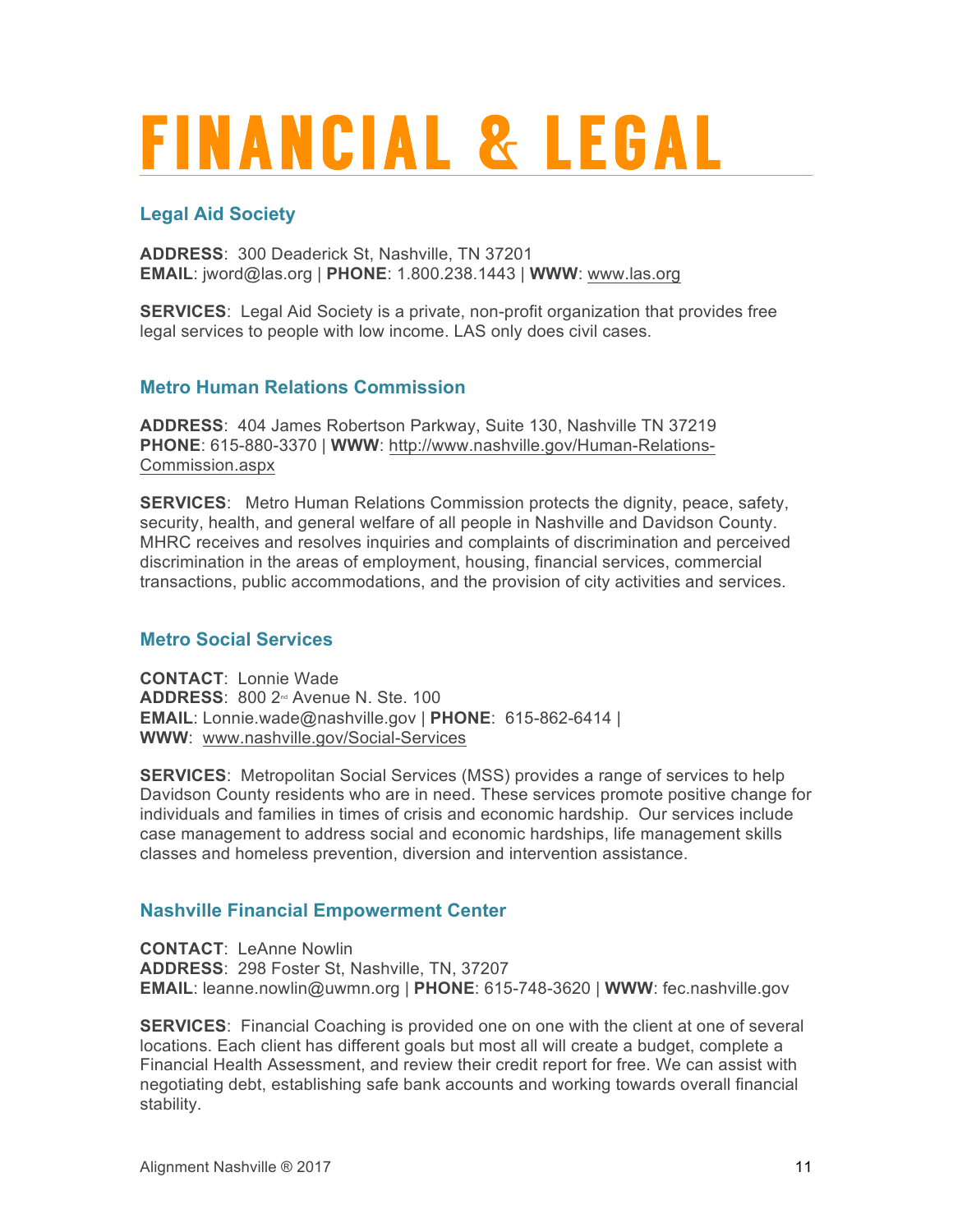# FINANCIAL & LEGAL

## Legal Aid Society

**ADDRESS**: 300 Deaderick St, Nashville, TN 37201
**EMAIL**: jword@las.org | **PHONE**: 1.800.238.1443 | **WWW**: www.las.org

**SERVICES**: Legal Aid Society is a private, non-profit organization that provides free legal services to people with low income. LAS only does civil cases.

## Metro Human Relations Commission

**ADDRESS**: 404 James Robertson Parkway, Suite 130, Nashville TN 37219
**PHONE**: 615-880-3370 | **WWW**: http://www.nashville.gov/Human-Relations-Commission.aspx

**SERVICES**: Metro Human Relations Commission protects the dignity, peace, safety, security, health, and general welfare of all people in Nashville and Davidson County. MHRC receives and resolves inquiries and complaints of discrimination and perceived discrimination in the areas of employment, housing, financial services, commercial transactions, public accommodations, and the provision of city activities and services.

## Metro Social Services

**CONTACT**: Lonnie Wade
**ADDRESS**: 800 2nd Avenue N. Ste. 100
**EMAIL**: Lonnie.wade@nashville.gov | **PHONE**: 615-862-6414 |
**WWW**: www.nashville.gov/Social-Services

**SERVICES**: Metropolitan Social Services (MSS) provides a range of services to help Davidson County residents who are in need. These services promote positive change for individuals and families in times of crisis and economic hardship. Our services include case management to address social and economic hardships, life management skills classes and homeless prevention, diversion and intervention assistance.

## Nashville Financial Empowerment Center

**CONTACT**: LeAnne Nowlin
**ADDRESS**: 298 Foster St, Nashville, TN, 37207
**EMAIL**: leanne.nowlin@uwmn.org | **PHONE**: 615-748-3620 | **WWW**: fec.nashville.gov

**SERVICES**: Financial Coaching is provided one on one with the client at one of several locations. Each client has different goals but most all will create a budget, complete a Financial Health Assessment, and review their credit report for free. We can assist with negotiating debt, establishing safe bank accounts and working towards overall financial stability.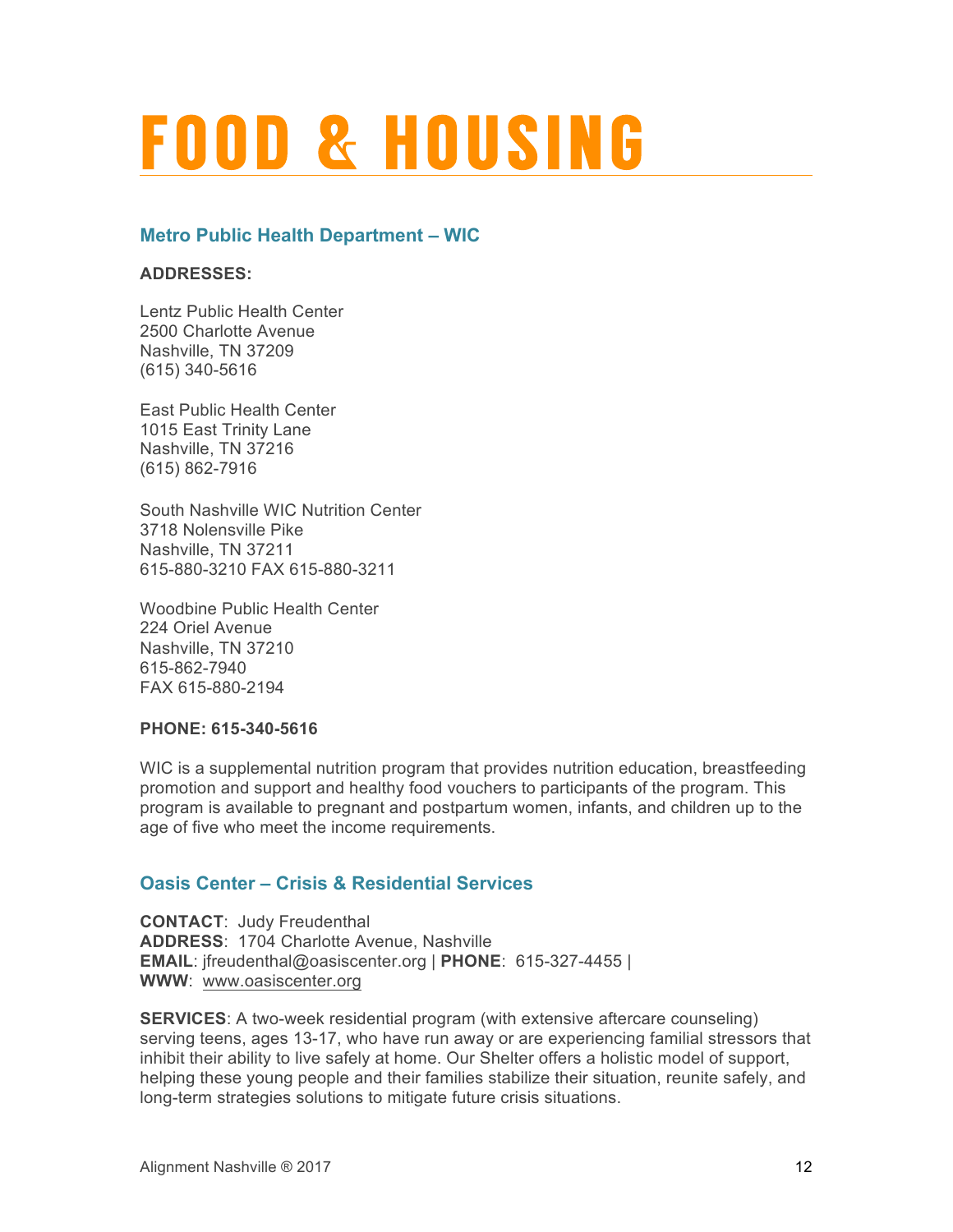# FOOD & HOUSING

### Metro Public Health Department – WIC

**ADDRESSES:**

Lentz Public Health Center
2500 Charlotte Avenue
Nashville, TN 37209
(615) 340-5616

East Public Health Center
1015 East Trinity Lane
Nashville, TN 37216
(615) 862-7916

South Nashville WIC Nutrition Center
3718 Nolensville Pike
Nashville, TN 37211
615-880-3210 FAX 615-880-3211

Woodbine Public Health Center
224 Oriel Avenue
Nashville, TN 37210
615-862-7940
FAX 615-880-2194

**PHONE: 615-340-5616**

WIC is a supplemental nutrition program that provides nutrition education, breastfeeding promotion and support and healthy food vouchers to participants of the program. This program is available to pregnant and postpartum women, infants, and children up to the age of five who meet the income requirements.

### Oasis Center – Crisis & Residential Services

**CONTACT**: Judy Freudenthal
**ADDRESS**: 1704 Charlotte Avenue, Nashville
**EMAIL**: jfreudenthal@oasiscenter.org | **PHONE**: 615-327-4455 |
**WWW**: www.oasiscenter.org

**SERVICES**: A two-week residential program (with extensive aftercare counseling) serving teens, ages 13-17, who have run away or are experiencing familial stressors that inhibit their ability to live safely at home. Our Shelter offers a holistic model of support, helping these young people and their families stabilize their situation, reunite safely, and long-term strategies solutions to mitigate future crisis situations.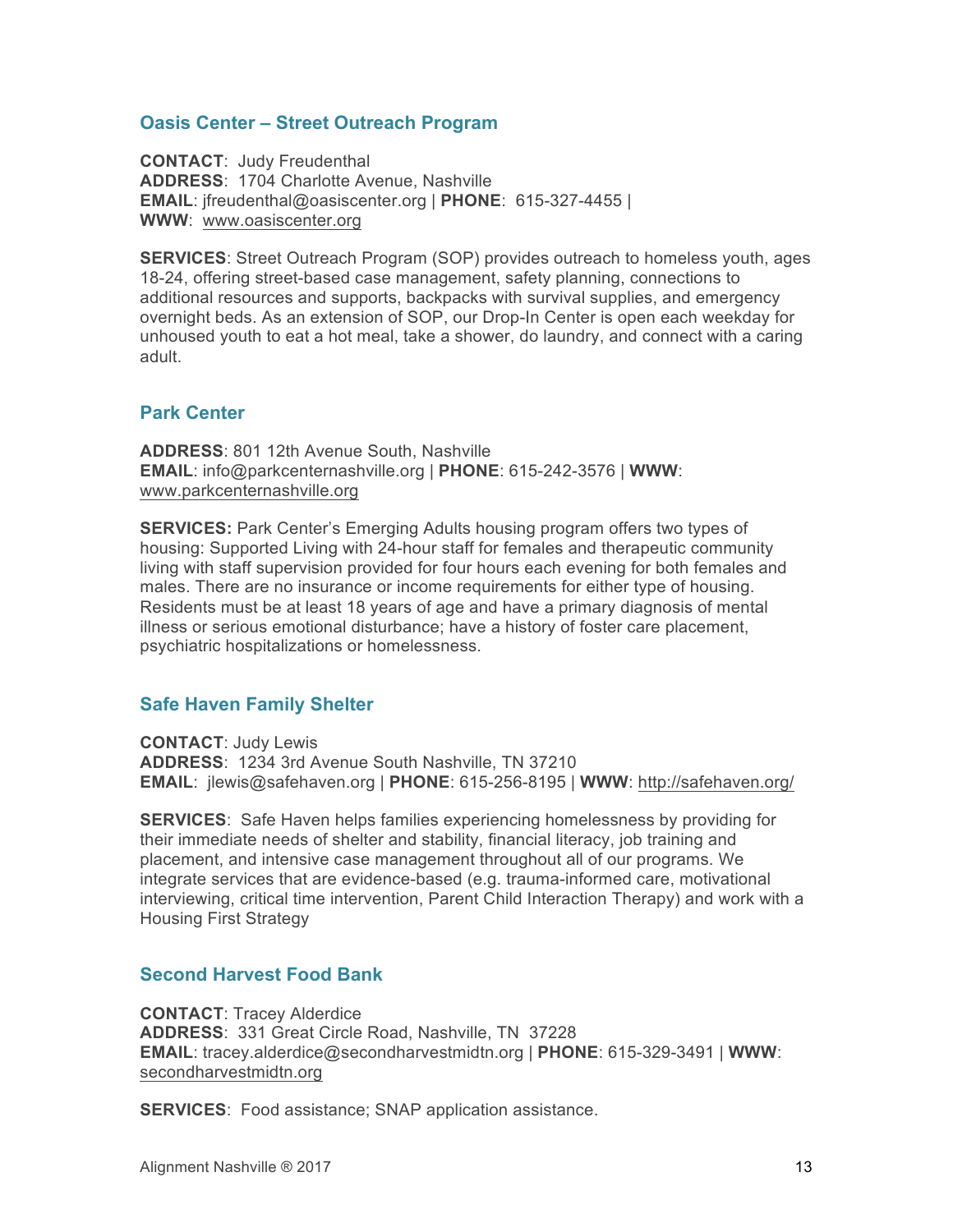## Oasis Center – Street Outreach Program

**CONTACT**: Judy Freudenthal
**ADDRESS**: 1704 Charlotte Avenue, Nashville
**EMAIL**: jfreudenthal@oasiscenter.org | **PHONE**: 615-327-4455 |
**WWW**: www.oasiscenter.org

**SERVICES**: Street Outreach Program (SOP) provides outreach to homeless youth, ages 18-24, offering street-based case management, safety planning, connections to additional resources and supports, backpacks with survival supplies, and emergency overnight beds. As an extension of SOP, our Drop-In Center is open each weekday for unhoused youth to eat a hot meal, take a shower, do laundry, and connect with a caring adult.

## Park Center

**ADDRESS**: 801 12th Avenue South, Nashville
**EMAIL**: info@parkcenternashville.org | **PHONE**: 615-242-3576 | **WWW**: www.parkcenternashville.org

**SERVICES:** Park Center's Emerging Adults housing program offers two types of housing: Supported Living with 24-hour staff for females and therapeutic community living with staff supervision provided for four hours each evening for both females and males. There are no insurance or income requirements for either type of housing. Residents must be at least 18 years of age and have a primary diagnosis of mental illness or serious emotional disturbance; have a history of foster care placement, psychiatric hospitalizations or homelessness.

## Safe Haven Family Shelter

**CONTACT**: Judy Lewis
**ADDRESS**: 1234 3rd Avenue South Nashville, TN 37210
**EMAIL**: jlewis@safehaven.org | **PHONE**: 615-256-8195 | **WWW**: http://safehaven.org/

**SERVICES**: Safe Haven helps families experiencing homelessness by providing for their immediate needs of shelter and stability, financial literacy, job training and placement, and intensive case management throughout all of our programs. We integrate services that are evidence-based (e.g. trauma-informed care, motivational interviewing, critical time intervention, Parent Child Interaction Therapy) and work with a Housing First Strategy

## Second Harvest Food Bank

**CONTACT**: Tracey Alderdice
**ADDRESS**: 331 Great Circle Road, Nashville, TN 37228
**EMAIL**: tracey.alderdice@secondharvestmidtn.org | **PHONE**: 615-329-3491 | **WWW**: secondharvestmidtn.org

**SERVICES**: Food assistance; SNAP application assistance.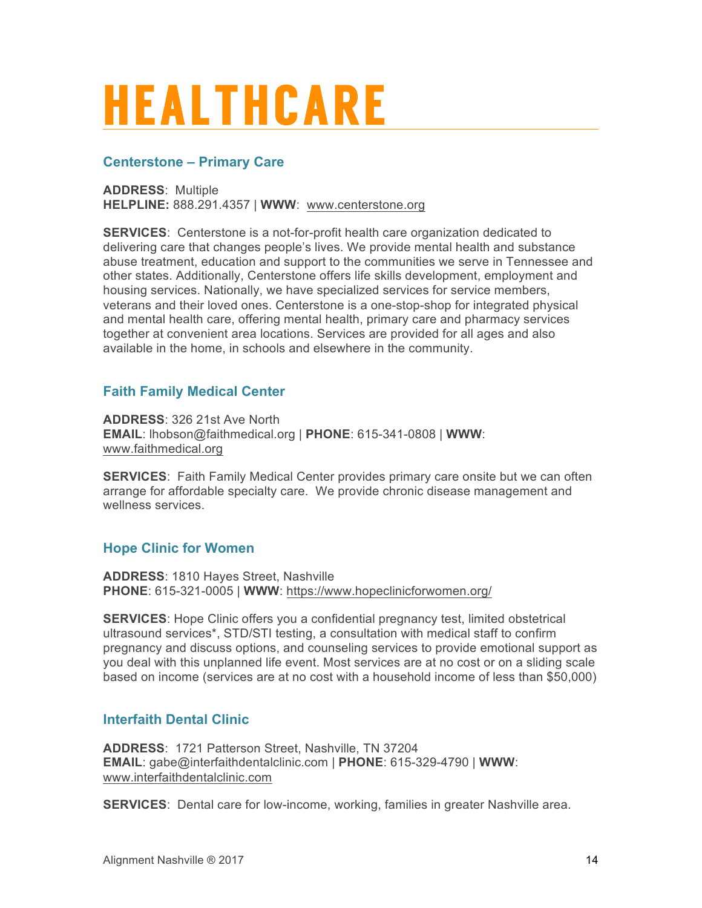# HEALTHCARE

## Centerstone – Primary Care

**ADDRESS**: Multiple
**HELPLINE:** 888.291.4357 | **WWW**: www.centerstone.org

**SERVICES**: Centerstone is a not-for-profit health care organization dedicated to delivering care that changes people's lives. We provide mental health and substance abuse treatment, education and support to the communities we serve in Tennessee and other states. Additionally, Centerstone offers life skills development, employment and housing services. Nationally, we have specialized services for service members, veterans and their loved ones. Centerstone is a one-stop-shop for integrated physical and mental health care, offering mental health, primary care and pharmacy services together at convenient area locations. Services are provided for all ages and also available in the home, in schools and elsewhere in the community.

## Faith Family Medical Center

**ADDRESS**: 326 21st Ave North
**EMAIL**: lhobson@faithmedical.org | **PHONE**: 615-341-0808 | **WWW**: www.faithmedical.org

**SERVICES**: Faith Family Medical Center provides primary care onsite but we can often arrange for affordable specialty care. We provide chronic disease management and wellness services.

## Hope Clinic for Women

**ADDRESS**: 1810 Hayes Street, Nashville
**PHONE**: 615-321-0005 | **WWW**: https://www.hopeclinicforwomen.org/

**SERVICES**: Hope Clinic offers you a confidential pregnancy test, limited obstetrical ultrasound services*, STD/STI testing, a consultation with medical staff to confirm pregnancy and discuss options, and counseling services to provide emotional support as you deal with this unplanned life event. Most services are at no cost or on a sliding scale based on income (services are at no cost with a household income of less than $50,000)

## Interfaith Dental Clinic

**ADDRESS**: 1721 Patterson Street, Nashville, TN 37204
**EMAIL**: gabe@interfaithdentalclinic.com | **PHONE**: 615-329-4790 | **WWW**: www.interfaithdentalclinic.com

**SERVICES**: Dental care for low-income, working, families in greater Nashville area.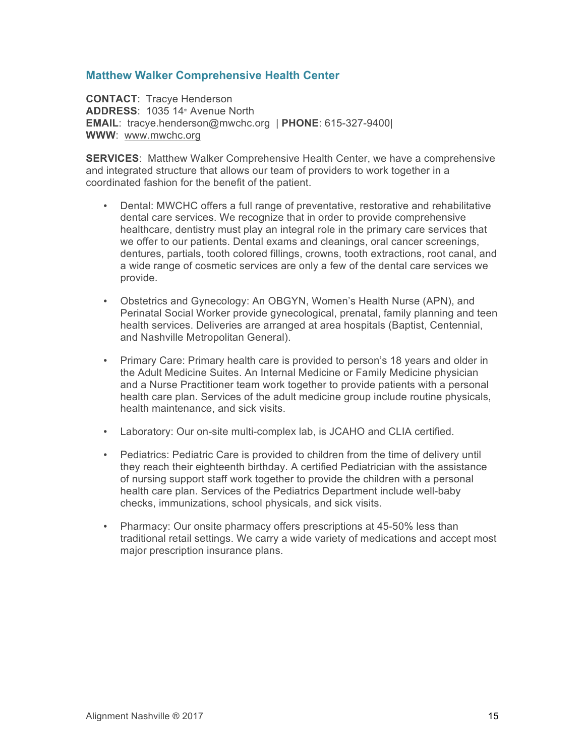## Matthew Walker Comprehensive Health Center

**CONTACT**: Tracye Henderson
**ADDRESS**: 1035 14th Avenue North
**EMAIL**: tracye.henderson@mwchc.org | **PHONE**: 615-327-9400|
**WWW**: www.mwchc.org

**SERVICES**: Matthew Walker Comprehensive Health Center, we have a comprehensive and integrated structure that allows our team of providers to work together in a coordinated fashion for the benefit of the patient.

- Dental: MWCHC offers a full range of preventative, restorative and rehabilitative dental care services. We recognize that in order to provide comprehensive healthcare, dentistry must play an integral role in the primary care services that we offer to our patients. Dental exams and cleanings, oral cancer screenings, dentures, partials, tooth colored fillings, crowns, tooth extractions, root canal, and a wide range of cosmetic services are only a few of the dental care services we provide.

- Obstetrics and Gynecology: An OBGYN, Women's Health Nurse (APN), and Perinatal Social Worker provide gynecological, prenatal, family planning and teen health services. Deliveries are arranged at area hospitals (Baptist, Centennial, and Nashville Metropolitan General).

- Primary Care: Primary health care is provided to person's 18 years and older in the Adult Medicine Suites. An Internal Medicine or Family Medicine physician and a Nurse Practitioner team work together to provide patients with a personal health care plan. Services of the adult medicine group include routine physicals, health maintenance, and sick visits.

- Laboratory: Our on-site multi-complex lab, is JCAHO and CLIA certified.

- Pediatrics: Pediatric Care is provided to children from the time of delivery until they reach their eighteenth birthday. A certified Pediatrician with the assistance of nursing support staff work together to provide the children with a personal health care plan. Services of the Pediatrics Department include well-baby checks, immunizations, school physicals, and sick visits.

- Pharmacy: Our onsite pharmacy offers prescriptions at 45-50% less than traditional retail settings. We carry a wide variety of medications and accept most major prescription insurance plans.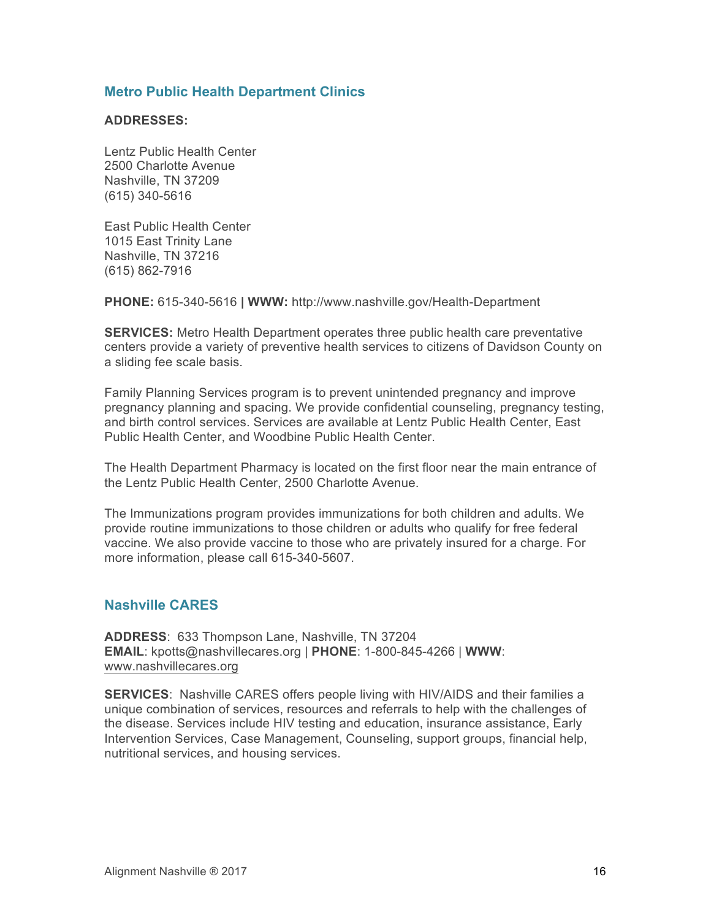## Metro Public Health Department Clinics

**ADDRESSES:**

Lentz Public Health Center
2500 Charlotte Avenue
Nashville, TN 37209
(615) 340-5616

East Public Health Center
1015 East Trinity Lane
Nashville, TN 37216
(615) 862-7916

**PHONE:** 615-340-5616 **| WWW:** http://www.nashville.gov/Health-Department

**SERVICES:** Metro Health Department operates three public health care preventative centers provide a variety of preventive health services to citizens of Davidson County on a sliding fee scale basis.

Family Planning Services program is to prevent unintended pregnancy and improve pregnancy planning and spacing. We provide confidential counseling, pregnancy testing, and birth control services. Services are available at Lentz Public Health Center, East Public Health Center, and Woodbine Public Health Center.

The Health Department Pharmacy is located on the first floor near the main entrance of the Lentz Public Health Center, 2500 Charlotte Avenue.

The Immunizations program provides immunizations for both children and adults. We provide routine immunizations to those children or adults who qualify for free federal vaccine. We also provide vaccine to those who are privately insured for a charge. For more information, please call 615-340-5607.

## Nashville CARES

**ADDRESS**: 633 Thompson Lane, Nashville, TN 37204
**EMAIL**: kpotts@nashvillecares.org | **PHONE**: 1-800-845-4266 | **WWW**: www.nashvillecares.org

**SERVICES**: Nashville CARES offers people living with HIV/AIDS and their families a unique combination of services, resources and referrals to help with the challenges of the disease. Services include HIV testing and education, insurance assistance, Early Intervention Services, Case Management, Counseling, support groups, financial help, nutritional services, and housing services.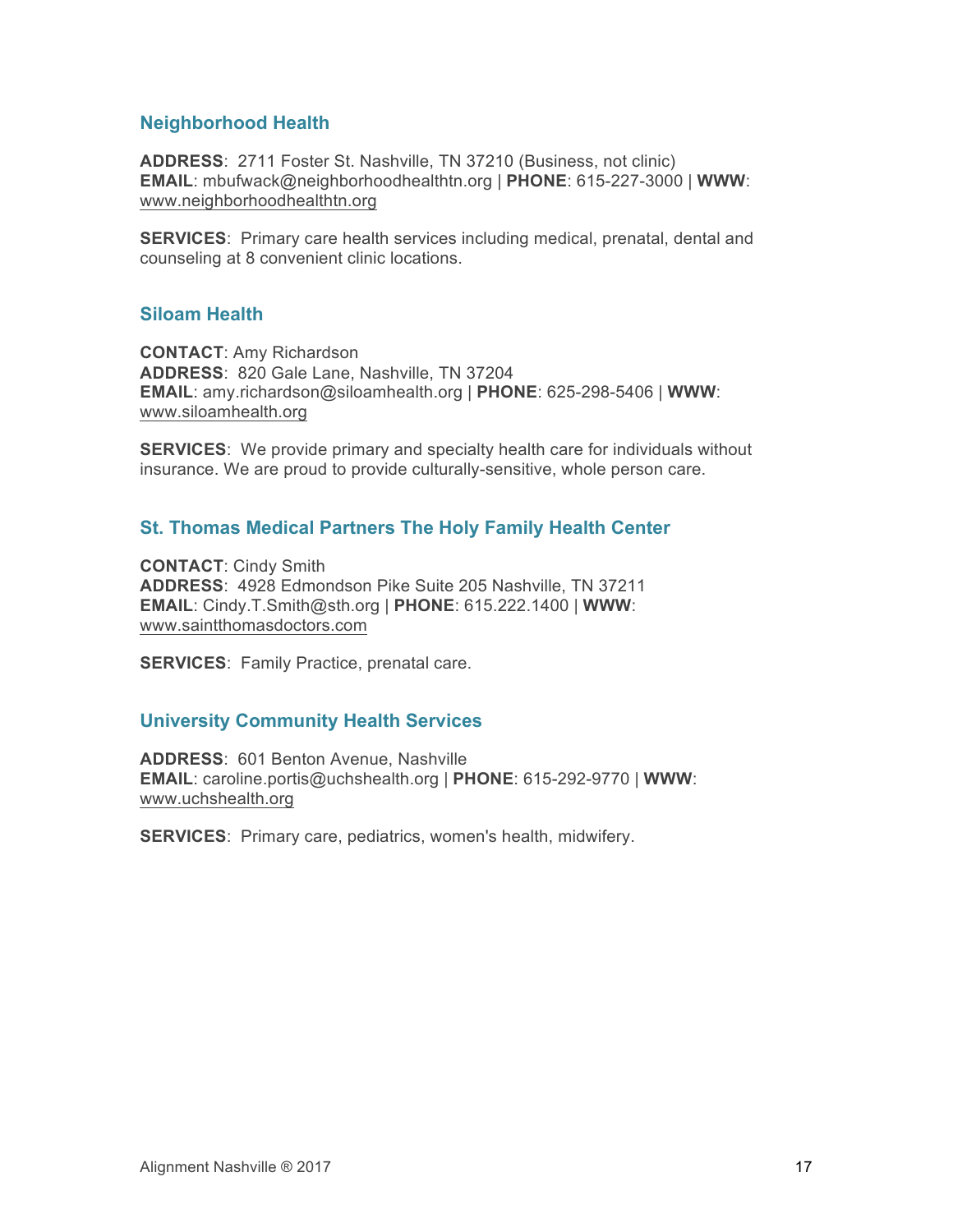### Neighborhood Health

**ADDRESS**: 2711 Foster St. Nashville, TN 37210 (Business, not clinic)
**EMAIL**: mbufwack@neighborhoodhealthtn.org | **PHONE**: 615-227-3000 | **WWW**: www.neighborhoodhealthtn.org

**SERVICES**: Primary care health services including medical, prenatal, dental and counseling at 8 convenient clinic locations.

### Siloam Health

**CONTACT**: Amy Richardson
**ADDRESS**: 820 Gale Lane, Nashville, TN 37204
**EMAIL**: amy.richardson@siloamhealth.org | **PHONE**: 625-298-5406 | **WWW**: www.siloamhealth.org

**SERVICES**: We provide primary and specialty health care for individuals without insurance. We are proud to provide culturally-sensitive, whole person care.

### St. Thomas Medical Partners The Holy Family Health Center

**CONTACT**: Cindy Smith
**ADDRESS**: 4928 Edmondson Pike Suite 205 Nashville, TN 37211
**EMAIL**: Cindy.T.Smith@sth.org | **PHONE**: 615.222.1400 | **WWW**: www.saintthomasdoctors.com

**SERVICES**: Family Practice, prenatal care.

### University Community Health Services

**ADDRESS**: 601 Benton Avenue, Nashville
**EMAIL**: caroline.portis@uchshealth.org | **PHONE**: 615-292-9770 | **WWW**: www.uchshealth.org

**SERVICES**: Primary care, pediatrics, women's health, midwifery.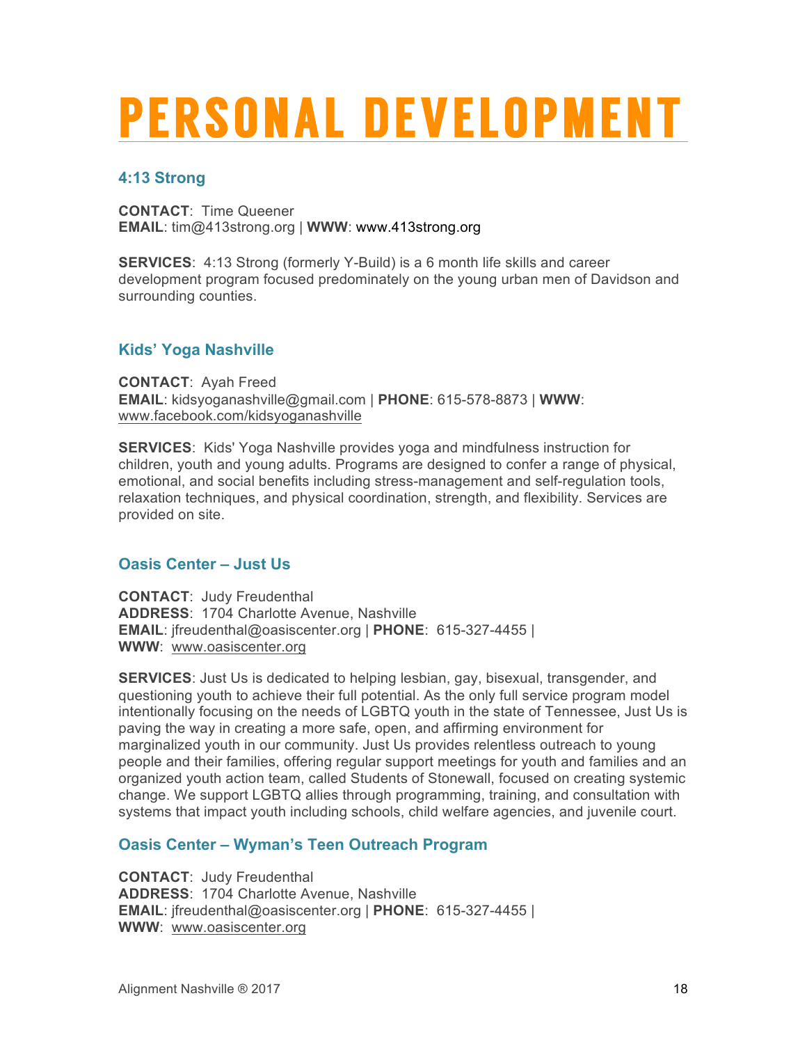# PERSONAL DEVELOPMENT

## 4:13 Strong

**CONTACT**: Time Queener
**EMAIL**: tim@413strong.org | **WWW**: www.413strong.org

**SERVICES**: 4:13 Strong (formerly Y-Build) is a 6 month life skills and career development program focused predominately on the young urban men of Davidson and surrounding counties.

## Kids' Yoga Nashville

**CONTACT**: Ayah Freed
**EMAIL**: kidsyoganashville@gmail.com | **PHONE**: 615-578-8873 | **WWW**: www.facebook.com/kidsyoganashville

**SERVICES**: Kids' Yoga Nashville provides yoga and mindfulness instruction for children, youth and young adults. Programs are designed to confer a range of physical, emotional, and social benefits including stress-management and self-regulation tools, relaxation techniques, and physical coordination, strength, and flexibility. Services are provided on site.

## Oasis Center – Just Us

**CONTACT**: Judy Freudenthal
**ADDRESS**: 1704 Charlotte Avenue, Nashville
**EMAIL**: jfreudenthal@oasiscenter.org | **PHONE**: 615-327-4455 |
**WWW**: www.oasiscenter.org

**SERVICES**: Just Us is dedicated to helping lesbian, gay, bisexual, transgender, and questioning youth to achieve their full potential. As the only full service program model intentionally focusing on the needs of LGBTQ youth in the state of Tennessee, Just Us is paving the way in creating a more safe, open, and affirming environment for marginalized youth in our community. Just Us provides relentless outreach to young people and their families, offering regular support meetings for youth and families and an organized youth action team, called Students of Stonewall, focused on creating systemic change. We support LGBTQ allies through programming, training, and consultation with systems that impact youth including schools, child welfare agencies, and juvenile court.

## Oasis Center – Wyman's Teen Outreach Program

**CONTACT**: Judy Freudenthal
**ADDRESS**: 1704 Charlotte Avenue, Nashville
**EMAIL**: jfreudenthal@oasiscenter.org | **PHONE**: 615-327-4455 |
**WWW**: www.oasiscenter.org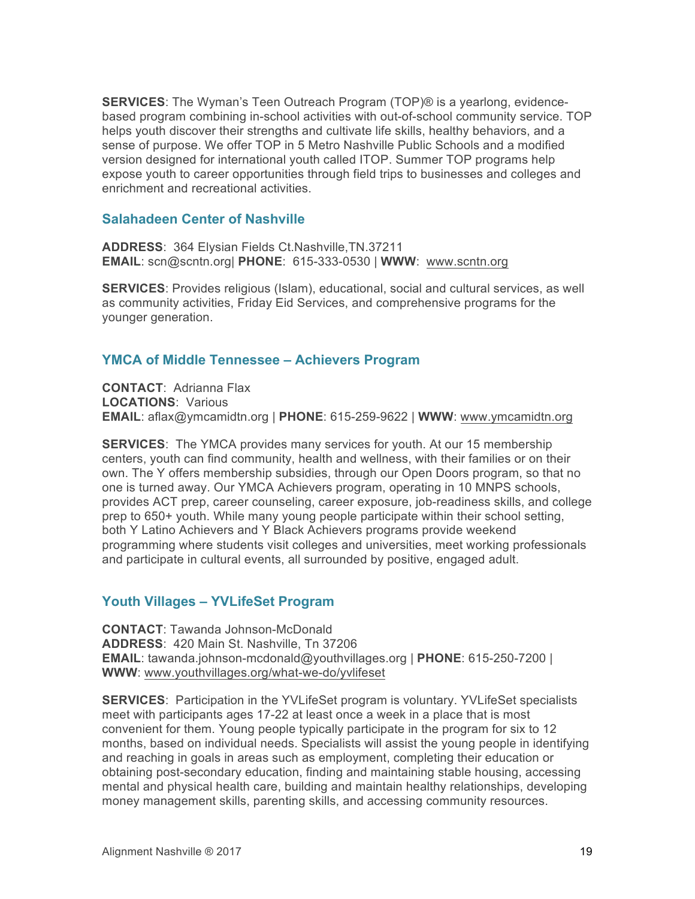**SERVICES**: The Wyman's Teen Outreach Program (TOP)® is a yearlong, evidence-based program combining in-school activities with out-of-school community service. TOP helps youth discover their strengths and cultivate life skills, healthy behaviors, and a sense of purpose. We offer TOP in 5 Metro Nashville Public Schools and a modified version designed for international youth called ITOP. Summer TOP programs help expose youth to career opportunities through field trips to businesses and colleges and enrichment and recreational activities.

### Salahadeen Center of Nashville

**ADDRESS**: 364 Elysian Fields Ct.Nashville,TN.37211
**EMAIL**: scn@scntn.org| **PHONE**: 615-333-0530 | **WWW**: www.scntn.org

**SERVICES**: Provides religious (Islam), educational, social and cultural services, as well as community activities, Friday Eid Services, and comprehensive programs for the younger generation.

### YMCA of Middle Tennessee – Achievers Program

**CONTACT**: Adrianna Flax
**LOCATIONS**: Various
**EMAIL**: aflax@ymcamidtn.org | **PHONE**: 615-259-9622 | **WWW**: www.ymcamidtn.org

**SERVICES**: The YMCA provides many services for youth. At our 15 membership centers, youth can find community, health and wellness, with their families or on their own. The Y offers membership subsidies, through our Open Doors program, so that no one is turned away. Our YMCA Achievers program, operating in 10 MNPS schools, provides ACT prep, career counseling, career exposure, job-readiness skills, and college prep to 650+ youth. While many young people participate within their school setting, both Y Latino Achievers and Y Black Achievers programs provide weekend programming where students visit colleges and universities, meet working professionals and participate in cultural events, all surrounded by positive, engaged adult.

### Youth Villages – YVLifeSet Program

**CONTACT**: Tawanda Johnson-McDonald
**ADDRESS**: 420 Main St. Nashville, Tn 37206
**EMAIL**: tawanda.johnson-mcdonald@youthvillages.org | **PHONE**: 615-250-7200 | **WWW**: www.youthvillages.org/what-we-do/yvlifeset

**SERVICES**: Participation in the YVLifeSet program is voluntary. YVLifeSet specialists meet with participants ages 17-22 at least once a week in a place that is most convenient for them. Young people typically participate in the program for six to 12 months, based on individual needs. Specialists will assist the young people in identifying and reaching in goals in areas such as employment, completing their education or obtaining post-secondary education, finding and maintaining stable housing, accessing mental and physical health care, building and maintain healthy relationships, developing money management skills, parenting skills, and accessing community resources.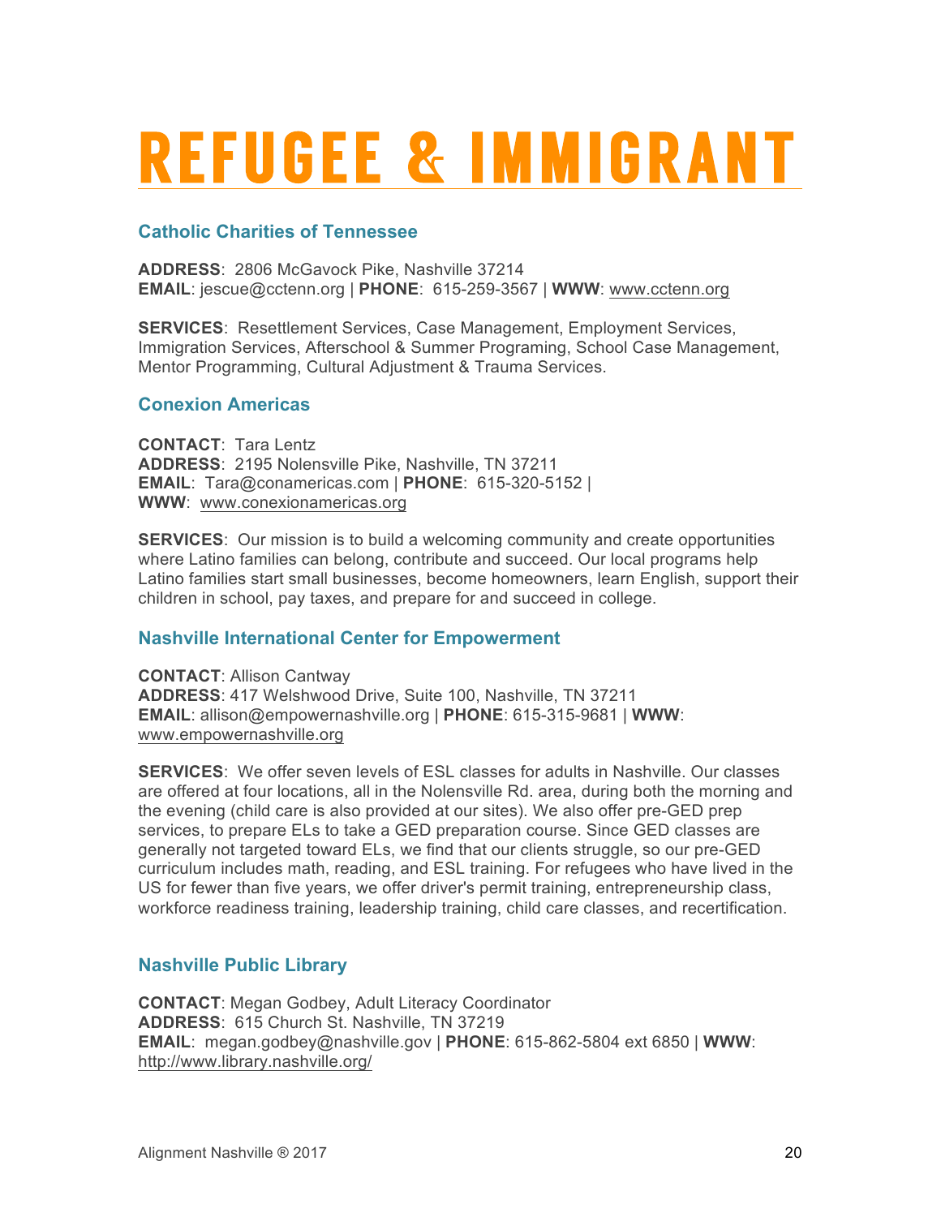# REFUGEE & IMMIGRANT

### Catholic Charities of Tennessee

**ADDRESS**: 2806 McGavock Pike, Nashville 37214
**EMAIL**: jescue@cctenn.org | **PHONE**: 615-259-3567 | **WWW**: www.cctenn.org

**SERVICES**: Resettlement Services, Case Management, Employment Services, Immigration Services, Afterschool & Summer Programing, School Case Management, Mentor Programming, Cultural Adjustment & Trauma Services.

### Conexion Americas

**CONTACT**: Tara Lentz
**ADDRESS**: 2195 Nolensville Pike, Nashville, TN 37211
**EMAIL**: Tara@conamericas.com | **PHONE**: 615-320-5152 |
**WWW**: www.conexionamericas.org

**SERVICES**: Our mission is to build a welcoming community and create opportunities where Latino families can belong, contribute and succeed. Our local programs help Latino families start small businesses, become homeowners, learn English, support their children in school, pay taxes, and prepare for and succeed in college.

### Nashville International Center for Empowerment

**CONTACT**: Allison Cantway
**ADDRESS**: 417 Welshwood Drive, Suite 100, Nashville, TN 37211
**EMAIL**: allison@empowernashville.org | **PHONE**: 615-315-9681 | **WWW**: www.empowernashville.org

**SERVICES**: We offer seven levels of ESL classes for adults in Nashville. Our classes are offered at four locations, all in the Nolensville Rd. area, during both the morning and the evening (child care is also provided at our sites). We also offer pre-GED prep services, to prepare ELs to take a GED preparation course. Since GED classes are generally not targeted toward ELs, we find that our clients struggle, so our pre-GED curriculum includes math, reading, and ESL training. For refugees who have lived in the US for fewer than five years, we offer driver's permit training, entrepreneurship class, workforce readiness training, leadership training, child care classes, and recertification.

### Nashville Public Library

**CONTACT**: Megan Godbey, Adult Literacy Coordinator
**ADDRESS**: 615 Church St. Nashville, TN 37219
**EMAIL**: megan.godbey@nashville.gov | **PHONE**: 615-862-5804 ext 6850 | **WWW**: http://www.library.nashville.org/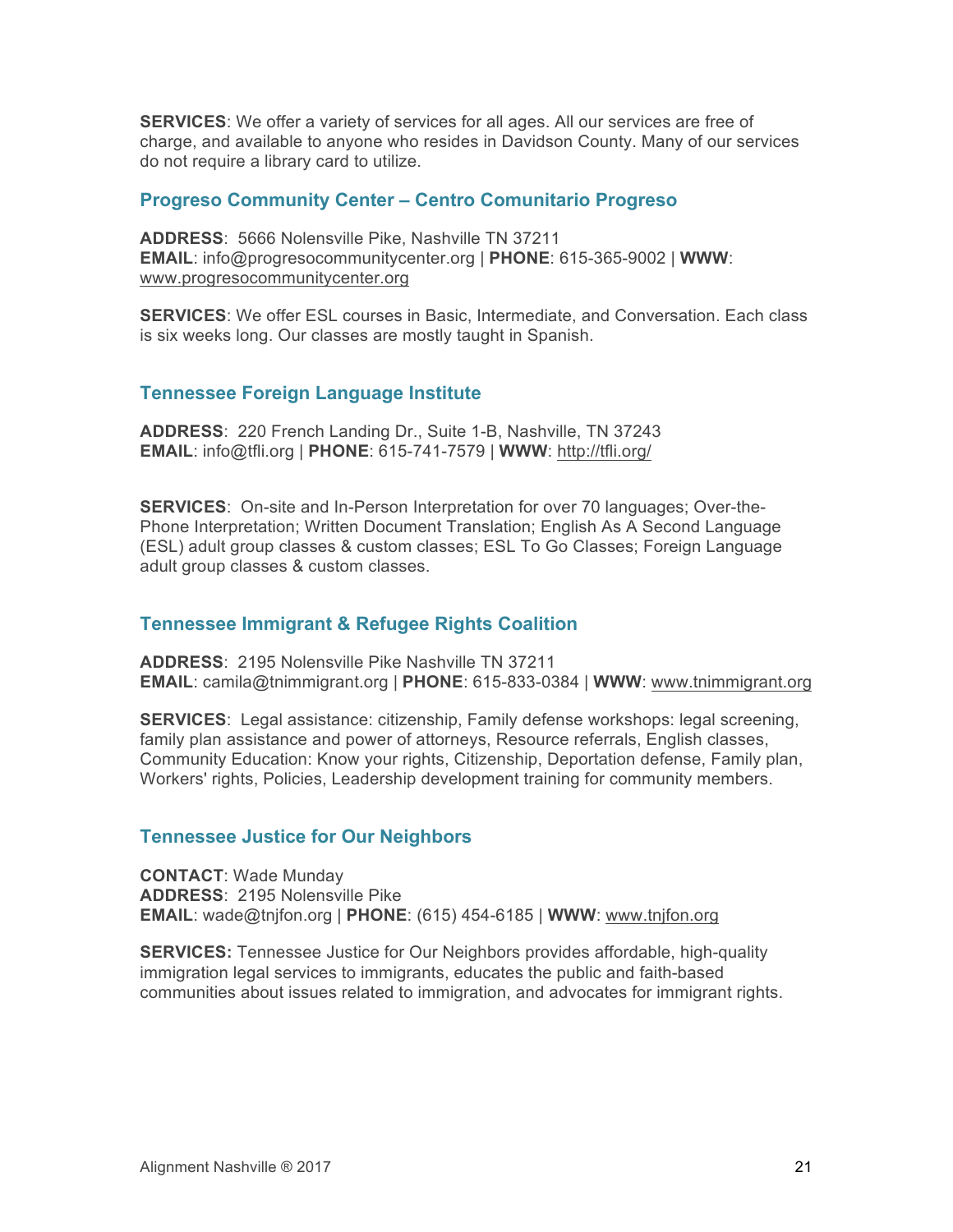**SERVICES**: We offer a variety of services for all ages. All our services are free of charge, and available to anyone who resides in Davidson County. Many of our services do not require a library card to utilize.

### Progreso Community Center – Centro Comunitario Progreso

**ADDRESS**: 5666 Nolensville Pike, Nashville TN 37211
**EMAIL**: info@progresocommunitycenter.org | **PHONE**: 615-365-9002 | **WWW**: www.progresocommunitycenter.org

**SERVICES**: We offer ESL courses in Basic, Intermediate, and Conversation. Each class is six weeks long. Our classes are mostly taught in Spanish.

### Tennessee Foreign Language Institute

**ADDRESS**: 220 French Landing Dr., Suite 1-B, Nashville, TN 37243
**EMAIL**: info@tfli.org | **PHONE**: 615-741-7579 | **WWW**: http://tfli.org/

**SERVICES**: On-site and In-Person Interpretation for over 70 languages; Over-the-Phone Interpretation; Written Document Translation; English As A Second Language (ESL) adult group classes & custom classes; ESL To Go Classes; Foreign Language adult group classes & custom classes.

### Tennessee Immigrant & Refugee Rights Coalition

**ADDRESS**: 2195 Nolensville Pike Nashville TN 37211
**EMAIL**: camila@tnimmigrant.org | **PHONE**: 615-833-0384 | **WWW**: www.tnimmigrant.org

**SERVICES**: Legal assistance: citizenship, Family defense workshops: legal screening, family plan assistance and power of attorneys, Resource referrals, English classes, Community Education: Know your rights, Citizenship, Deportation defense, Family plan, Workers' rights, Policies, Leadership development training for community members.

### Tennessee Justice for Our Neighbors

**CONTACT**: Wade Munday
**ADDRESS**: 2195 Nolensville Pike
**EMAIL**: wade@tnjfon.org | **PHONE**: (615) 454-6185 | **WWW**: www.tnjfon.org

**SERVICES:** Tennessee Justice for Our Neighbors provides affordable, high-quality immigration legal services to immigrants, educates the public and faith-based communities about issues related to immigration, and advocates for immigrant rights.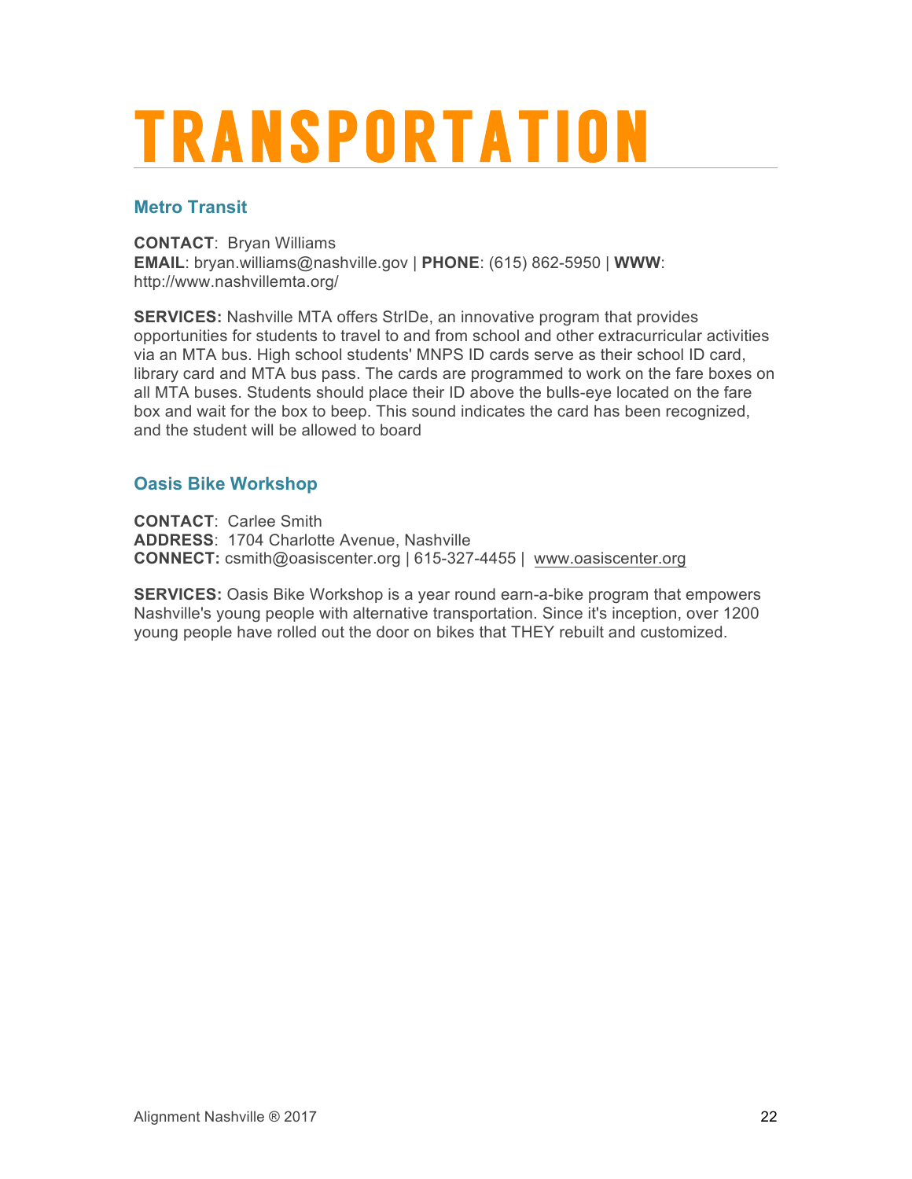# TRANSPORTATION

## Metro Transit

**CONTACT**: Bryan Williams
**EMAIL**: bryan.williams@nashville.gov | **PHONE**: (615) 862-5950 | **WWW**: http://www.nashvillemta.org/

**SERVICES:** Nashville MTA offers StrIDe, an innovative program that provides opportunities for students to travel to and from school and other extracurricular activities via an MTA bus. High school students' MNPS ID cards serve as their school ID card, library card and MTA bus pass. The cards are programmed to work on the fare boxes on all MTA buses. Students should place their ID above the bulls-eye located on the fare box and wait for the box to beep. This sound indicates the card has been recognized, and the student will be allowed to board

## Oasis Bike Workshop

**CONTACT**: Carlee Smith
**ADDRESS**: 1704 Charlotte Avenue, Nashville
**CONNECT:** csmith@oasiscenter.org | 615-327-4455 | www.oasiscenter.org

**SERVICES:** Oasis Bike Workshop is a year round earn-a-bike program that empowers Nashville's young people with alternative transportation. Since it's inception, over 1200 young people have rolled out the door on bikes that THEY rebuilt and customized.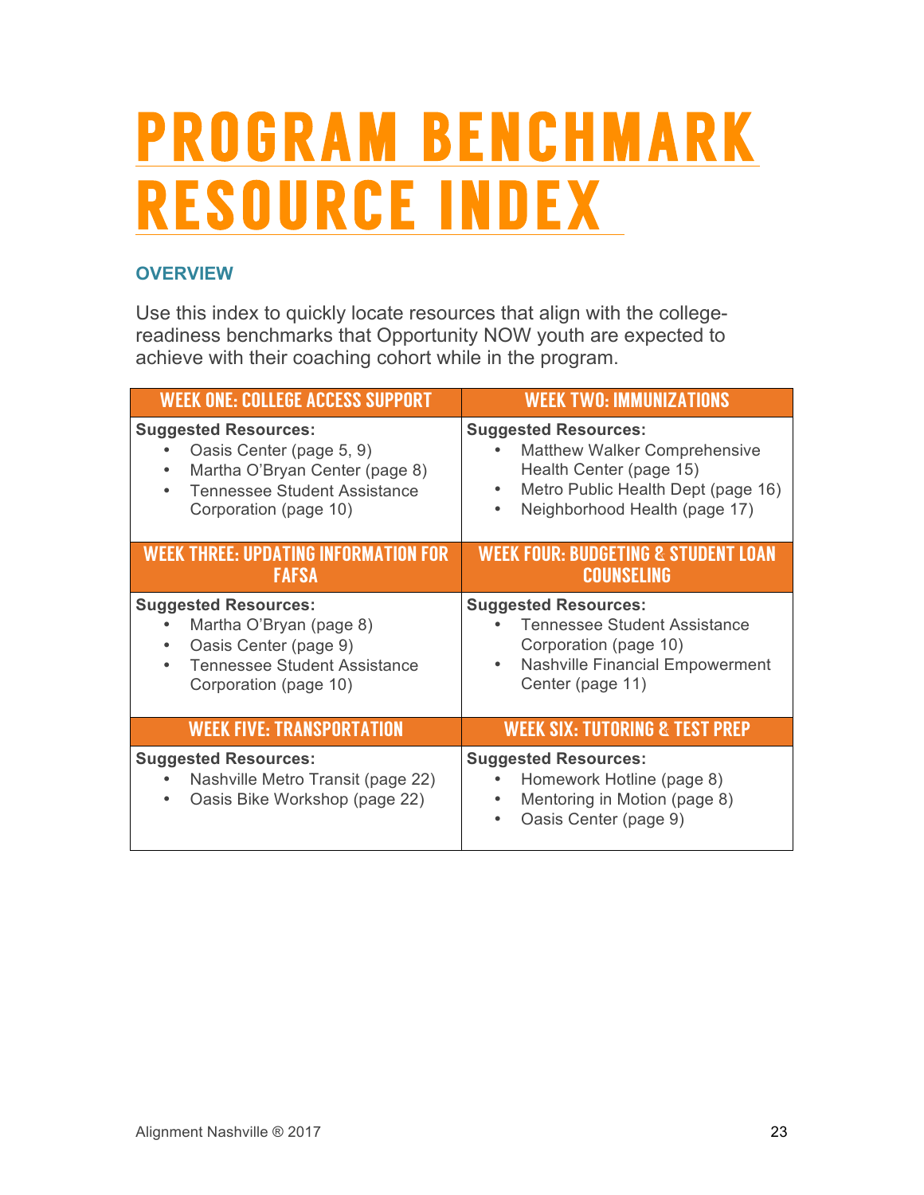# PROGRAM BENCHMARK RESOURCE INDEX

### OVERVIEW

Use this index to quickly locate resources that align with the college-readiness benchmarks that Opportunity NOW youth are expected to achieve with their coaching cohort while in the program.

| WEEK ONE: COLLEGE ACCESS SUPPORT | WEEK TWO: IMMUNIZATIONS |
|---|---|
| **Suggested Resources:**<br>• Oasis Center (page 5, 9)<br>• Martha O'Bryan Center (page 8)<br>• Tennessee Student Assistance Corporation (page 10) | **Suggested Resources:**<br>• Matthew Walker Comprehensive Health Center (page 15)<br>• Metro Public Health Dept (page 16)<br>• Neighborhood Health (page 17) |
| **WEEK THREE: UPDATING INFORMATION FOR FAFSA** | **WEEK FOUR: BUDGETING & STUDENT LOAN COUNSELING** |
| **Suggested Resources:**<br>• Martha O'Bryan (page 8)<br>• Oasis Center (page 9)<br>• Tennessee Student Assistance Corporation (page 10) | **Suggested Resources:**<br>• Tennessee Student Assistance Corporation (page 10)<br>• Nashville Financial Empowerment Center (page 11) |
| **WEEK FIVE: TRANSPORTATION** | **WEEK SIX: TUTORING & TEST PREP** |
| **Suggested Resources:**<br>• Nashville Metro Transit (page 22)<br>• Oasis Bike Workshop (page 22) | **Suggested Resources:**<br>• Homework Hotline (page 8)<br>• Mentoring in Motion (page 8)<br>• Oasis Center (page 9) |

Alignment Nashville ® 2017